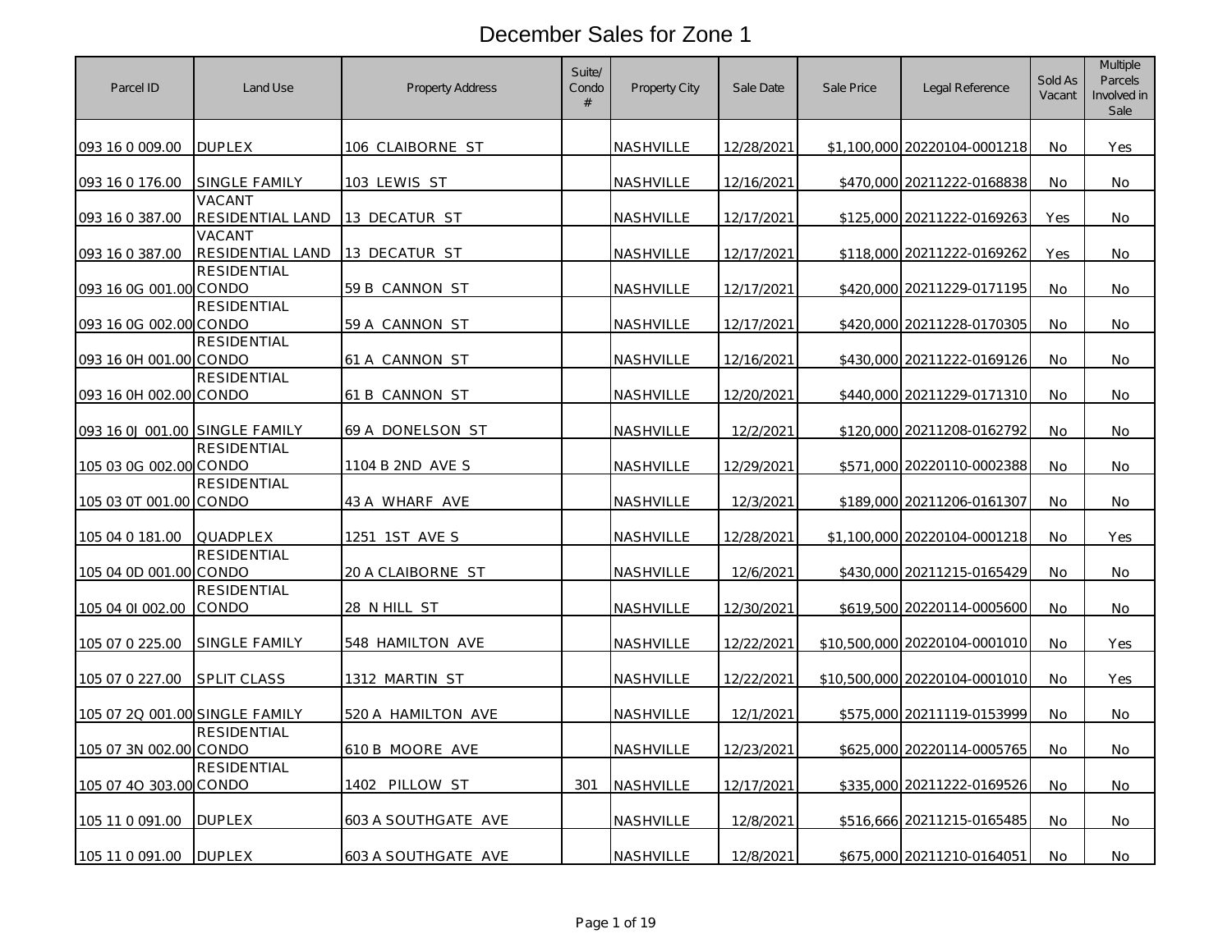# December Sales for Zone 1

| Parcel ID | Land Use | Property Address | Suite/ Condo # | Property City | Sale Date | Sale Price | Legal Reference | Sold As Vacant | Multiple Parcels Involved in Sale |
|---|---|---|---|---|---|---|---|---|---|
| 093 16 0 009.00 | DUPLEX | 106 CLAIBORNE ST | | NASHVILLE | 12/28/2021 | $1,100,000 | 20220104-0001218 | No | Yes |
| 093 16 0 176.00 | SINGLE FAMILY | 103 LEWIS ST | | NASHVILLE | 12/16/2021 | $470,000 | 20211222-0168838 | No | No |
| 093 16 0 387.00 | VACANT RESIDENTIAL LAND | 13 DECATUR ST | | NASHVILLE | 12/17/2021 | $125,000 | 20211222-0169263 | Yes | No |
| 093 16 0 387.00 | VACANT RESIDENTIAL LAND | 13 DECATUR ST | | NASHVILLE | 12/17/2021 | $118,000 | 20211222-0169262 | Yes | No |
| 093 16 0G 001.00 | RESIDENTIAL CONDO | 59 B CANNON ST | | NASHVILLE | 12/17/2021 | $420,000 | 20211229-0171195 | No | No |
| 093 16 0G 002.00 | RESIDENTIAL CONDO | 59 A CANNON ST | | NASHVILLE | 12/17/2021 | $420,000 | 20211228-0170305 | No | No |
| 093 16 0H 001.00 | RESIDENTIAL CONDO | 61 A CANNON ST | | NASHVILLE | 12/16/2021 | $430,000 | 20211222-0169126 | No | No |
| 093 16 0H 002.00 | RESIDENTIAL CONDO | 61 B CANNON ST | | NASHVILLE | 12/20/2021 | $440,000 | 20211229-0171310 | No | No |
| 093 16 0J 001.00 | SINGLE FAMILY | 69 A DONELSON ST | | NASHVILLE | 12/2/2021 | $120,000 | 20211208-0162792 | No | No |
| 105 03 0G 002.00 | RESIDENTIAL CONDO | 1104 B 2ND AVE S | | NASHVILLE | 12/29/2021 | $571,000 | 20220110-0002388 | No | No |
| 105 03 0T 001.00 | RESIDENTIAL CONDO | 43 A WHARF AVE | | NASHVILLE | 12/3/2021 | $189,000 | 20211206-0161307 | No | No |
| 105 04 0 181.00 | QUADPLEX | 1251 1ST AVE S | | NASHVILLE | 12/28/2021 | $1,100,000 | 20220104-0001218 | No | Yes |
| 105 04 0D 001.00 | RESIDENTIAL CONDO | 20 A CLAIBORNE ST | | NASHVILLE | 12/6/2021 | $430,000 | 20211215-0165429 | No | No |
| 105 04 0I 002.00 | RESIDENTIAL CONDO | 28 N HILL ST | | NASHVILLE | 12/30/2021 | $619,500 | 20220114-0005600 | No | No |
| 105 07 0 225.00 | SINGLE FAMILY | 548 HAMILTON AVE | | NASHVILLE | 12/22/2021 | $10,500,000 | 20220104-0001010 | No | Yes |
| 105 07 0 227.00 | SPLIT CLASS | 1312 MARTIN ST | | NASHVILLE | 12/22/2021 | $10,500,000 | 20220104-0001010 | No | Yes |
| 105 07 2Q 001.00 | SINGLE FAMILY | 520 A HAMILTON AVE | | NASHVILLE | 12/1/2021 | $575,000 | 20211119-0153999 | No | No |
| 105 07 3N 002.00 | RESIDENTIAL CONDO | 610 B MOORE AVE | | NASHVILLE | 12/23/2021 | $625,000 | 20220114-0005765 | No | No |
| 105 07 4O 303.00 | RESIDENTIAL CONDO | 1402 PILLOW ST | 301 | NASHVILLE | 12/17/2021 | $335,000 | 20211222-0169526 | No | No |
| 105 11 0 091.00 | DUPLEX | 603 A SOUTHGATE AVE | | NASHVILLE | 12/8/2021 | $516,666 | 20211215-0165485 | No | No |
| 105 11 0 091.00 | DUPLEX | 603 A SOUTHGATE AVE | | NASHVILLE | 12/8/2021 | $675,000 | 20211210-0164051 | No | No |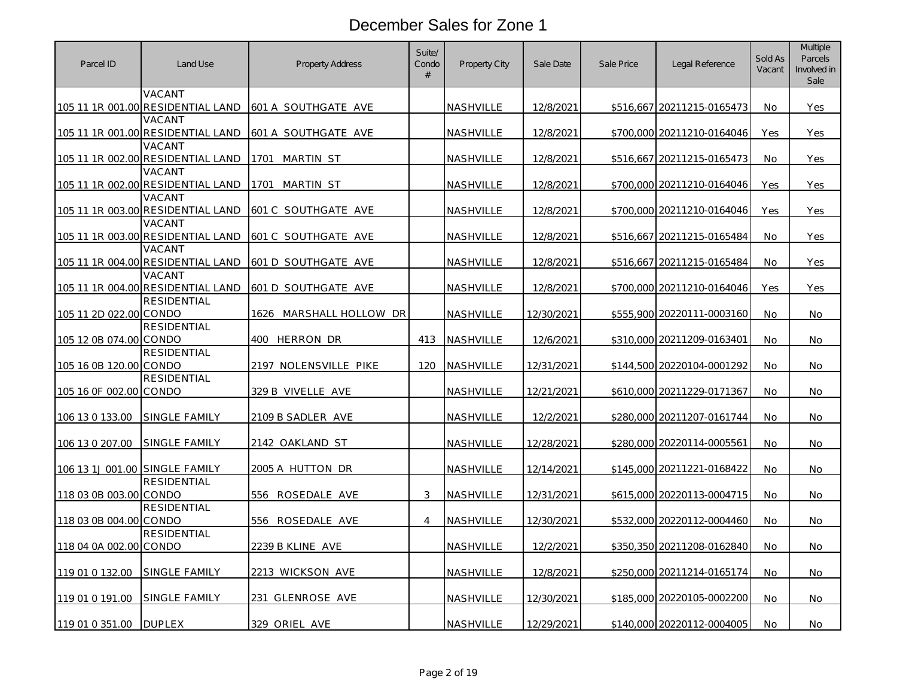# December Sales for Zone 1

| Parcel ID | Land Use | Property Address | Suite/ Condo # | Property City | Sale Date | Sale Price | Legal Reference | Sold As Vacant | Multiple Parcels Involved in Sale |
|---|---|---|---|---|---|---|---|---|---|
| 105 11 1R 001.00 | VACANT RESIDENTIAL LAND | 601 A SOUTHGATE AVE | | NASHVILLE | 12/8/2021 | $516,667 | 20211215-0165473 | No | Yes |
| 105 11 1R 001.00 | VACANT RESIDENTIAL LAND | 601 A SOUTHGATE AVE | | NASHVILLE | 12/8/2021 | $700,000 | 20211210-0164046 | Yes | Yes |
| 105 11 1R 002.00 | VACANT RESIDENTIAL LAND | 1701 MARTIN ST | | NASHVILLE | 12/8/2021 | $516,667 | 20211215-0165473 | No | Yes |
| 105 11 1R 002.00 | VACANT RESIDENTIAL LAND | 1701 MARTIN ST | | NASHVILLE | 12/8/2021 | $700,000 | 20211210-0164046 | Yes | Yes |
| 105 11 1R 003.00 | VACANT RESIDENTIAL LAND | 601 C SOUTHGATE AVE | | NASHVILLE | 12/8/2021 | $700,000 | 20211210-0164046 | Yes | Yes |
| 105 11 1R 003.00 | VACANT RESIDENTIAL LAND | 601 C SOUTHGATE AVE | | NASHVILLE | 12/8/2021 | $516,667 | 20211215-0165484 | No | Yes |
| 105 11 1R 004.00 | VACANT RESIDENTIAL LAND | 601 D SOUTHGATE AVE | | NASHVILLE | 12/8/2021 | $516,667 | 20211215-0165484 | No | Yes |
| 105 11 1R 004.00 | VACANT RESIDENTIAL LAND | 601 D SOUTHGATE AVE | | NASHVILLE | 12/8/2021 | $700,000 | 20211210-0164046 | Yes | Yes |
| 105 11 2D 022.00 | RESIDENTIAL CONDO | 1626 MARSHALL HOLLOW DR | | NASHVILLE | 12/30/2021 | $555,900 | 20220111-0003160 | No | No |
| 105 12 0B 074.00 | RESIDENTIAL CONDO | 400 HERRON DR | 413 | NASHVILLE | 12/6/2021 | $310,000 | 20211209-0163401 | No | No |
| 105 16 0B 120.00 | RESIDENTIAL CONDO | 2197 NOLENSVILLE PIKE | 120 | NASHVILLE | 12/31/2021 | $144,500 | 20220104-0001292 | No | No |
| 105 16 0F 002.00 | RESIDENTIAL CONDO | 329 B VIVELLE AVE | | NASHVILLE | 12/21/2021 | $610,000 | 20211229-0171367 | No | No |
| 106 13 0 133.00 | SINGLE FAMILY | 2109 B SADLER AVE | | NASHVILLE | 12/2/2021 | $280,000 | 20211207-0161744 | No | No |
| 106 13 0 207.00 | SINGLE FAMILY | 2142 OAKLAND ST | | NASHVILLE | 12/28/2021 | $280,000 | 20220114-0005561 | No | No |
| 106 13 1J 001.00 | SINGLE FAMILY | 2005 A HUTTON DR | | NASHVILLE | 12/14/2021 | $145,000 | 20211221-0168422 | No | No |
| 118 03 0B 003.00 | RESIDENTIAL CONDO | 556 ROSEDALE AVE | 3 | NASHVILLE | 12/31/2021 | $615,000 | 20220113-0004715 | No | No |
| 118 03 0B 004.00 | RESIDENTIAL CONDO | 556 ROSEDALE AVE | 4 | NASHVILLE | 12/30/2021 | $532,000 | 20220112-0004460 | No | No |
| 118 04 0A 002.00 | RESIDENTIAL CONDO | 2239 B KLINE AVE | | NASHVILLE | 12/2/2021 | $350,350 | 20211208-0162840 | No | No |
| 119 01 0 132.00 | SINGLE FAMILY | 2213 WICKSON AVE | | NASHVILLE | 12/8/2021 | $250,000 | 20211214-0165174 | No | No |
| 119 01 0 191.00 | SINGLE FAMILY | 231 GLENROSE AVE | | NASHVILLE | 12/30/2021 | $185,000 | 20220105-0002200 | No | No |
| 119 01 0 351.00 | DUPLEX | 329 ORIEL AVE | | NASHVILLE | 12/29/2021 | $140,000 | 20220112-0004005 | No | No |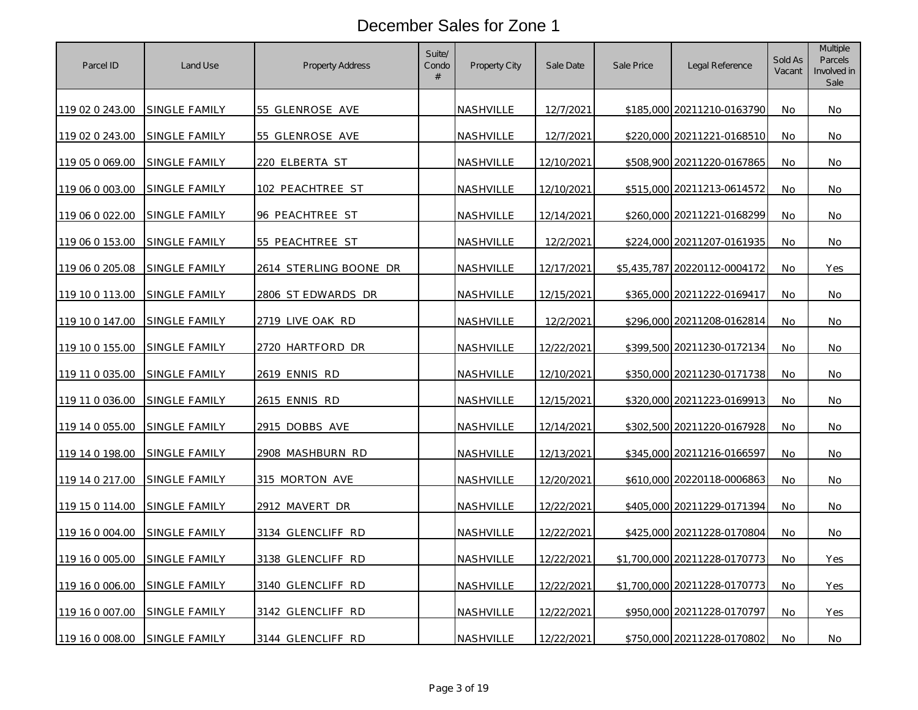# December Sales for Zone 1

| Parcel ID | Land Use | Property Address | Suite/ Condo # | Property City | Sale Date | Sale Price | Legal Reference | Sold As Vacant | Multiple Parcels Involved in Sale |
|---|---|---|---|---|---|---|---|---|---|
| 119 02 0 243.00 | SINGLE FAMILY | 55 GLENROSE AVE | | NASHVILLE | 12/7/2021 | $185,000 | 20211210-0163790 | No | No |
| 119 02 0 243.00 | SINGLE FAMILY | 55 GLENROSE AVE | | NASHVILLE | 12/7/2021 | $220,000 | 20211221-0168510 | No | No |
| 119 05 0 069.00 | SINGLE FAMILY | 220 ELBERTA ST | | NASHVILLE | 12/10/2021 | $508,900 | 20211220-0167865 | No | No |
| 119 06 0 003.00 | SINGLE FAMILY | 102 PEACHTREE ST | | NASHVILLE | 12/10/2021 | $515,000 | 20211213-0614572 | No | No |
| 119 06 0 022.00 | SINGLE FAMILY | 96 PEACHTREE ST | | NASHVILLE | 12/14/2021 | $260,000 | 20211221-0168299 | No | No |
| 119 06 0 153.00 | SINGLE FAMILY | 55 PEACHTREE ST | | NASHVILLE | 12/2/2021 | $224,000 | 20211207-0161935 | No | No |
| 119 06 0 205.08 | SINGLE FAMILY | 2614 STERLING BOONE DR | | NASHVILLE | 12/17/2021 | $5,435,787 | 20220112-0004172 | No | Yes |
| 119 10 0 113.00 | SINGLE FAMILY | 2806 ST EDWARDS DR | | NASHVILLE | 12/15/2021 | $365,000 | 20211222-0169417 | No | No |
| 119 10 0 147.00 | SINGLE FAMILY | 2719 LIVE OAK RD | | NASHVILLE | 12/2/2021 | $296,000 | 20211208-0162814 | No | No |
| 119 10 0 155.00 | SINGLE FAMILY | 2720 HARTFORD DR | | NASHVILLE | 12/22/2021 | $399,500 | 20211230-0172134 | No | No |
| 119 11 0 035.00 | SINGLE FAMILY | 2619 ENNIS RD | | NASHVILLE | 12/10/2021 | $350,000 | 20211230-0171738 | No | No |
| 119 11 0 036.00 | SINGLE FAMILY | 2615 ENNIS RD | | NASHVILLE | 12/15/2021 | $320,000 | 20211223-0169913 | No | No |
| 119 14 0 055.00 | SINGLE FAMILY | 2915 DOBBS AVE | | NASHVILLE | 12/14/2021 | $302,500 | 20211220-0167928 | No | No |
| 119 14 0 198.00 | SINGLE FAMILY | 2908 MASHBURN RD | | NASHVILLE | 12/13/2021 | $345,000 | 20211216-0166597 | No | No |
| 119 14 0 217.00 | SINGLE FAMILY | 315 MORTON AVE | | NASHVILLE | 12/20/2021 | $610,000 | 20220118-0006863 | No | No |
| 119 15 0 114.00 | SINGLE FAMILY | 2912 MAVERT DR | | NASHVILLE | 12/22/2021 | $405,000 | 20211229-0171394 | No | No |
| 119 16 0 004.00 | SINGLE FAMILY | 3134 GLENCLIFF RD | | NASHVILLE | 12/22/2021 | $425,000 | 20211228-0170804 | No | No |
| 119 16 0 005.00 | SINGLE FAMILY | 3138 GLENCLIFF RD | | NASHVILLE | 12/22/2021 | $1,700,000 | 20211228-0170773 | No | Yes |
| 119 16 0 006.00 | SINGLE FAMILY | 3140 GLENCLIFF RD | | NASHVILLE | 12/22/2021 | $1,700,000 | 20211228-0170773 | No | Yes |
| 119 16 0 007.00 | SINGLE FAMILY | 3142 GLENCLIFF RD | | NASHVILLE | 12/22/2021 | $950,000 | 20211228-0170797 | No | Yes |
| 119 16 0 008.00 | SINGLE FAMILY | 3144 GLENCLIFF RD | | NASHVILLE | 12/22/2021 | $750,000 | 20211228-0170802 | No | No |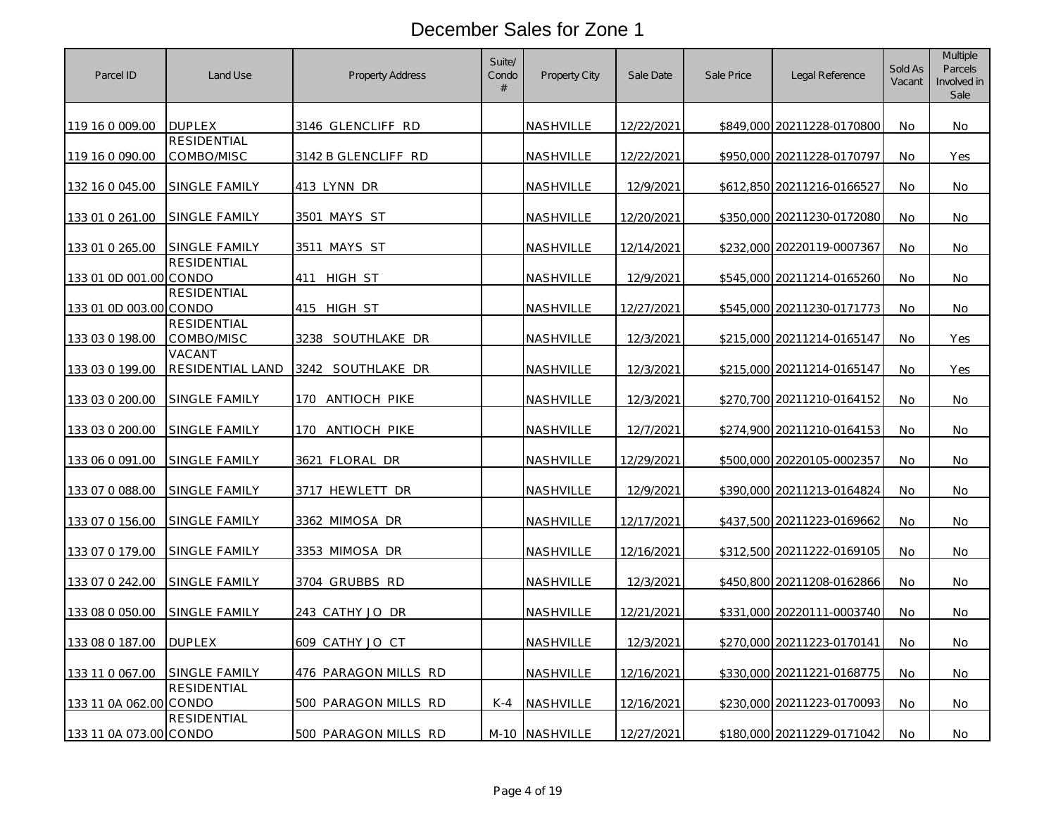# December Sales for Zone 1

| Parcel ID | Land Use | Property Address | Suite/ Condo # | Property City | Sale Date | Sale Price | Legal Reference | Sold As Vacant | Multiple Parcels Involved in Sale |
|---|---|---|---|---|---|---|---|---|---|
| 119 16 0 009.00 | DUPLEX | 3146 GLENCLIFF RD | | NASHVILLE | 12/22/2021 | $849,000 | 20211228-0170800 | No | No |
| 119 16 0 090.00 | RESIDENTIAL COMBO/MISC | 3142 B GLENCLIFF RD | | NASHVILLE | 12/22/2021 | $950,000 | 20211228-0170797 | No | Yes |
| 132 16 0 045.00 | SINGLE FAMILY | 413 LYNN DR | | NASHVILLE | 12/9/2021 | $612,850 | 20211216-0166527 | No | No |
| 133 01 0 261.00 | SINGLE FAMILY | 3501 MAYS ST | | NASHVILLE | 12/20/2021 | $350,000 | 20211230-0172080 | No | No |
| 133 01 0 265.00 | SINGLE FAMILY | 3511 MAYS ST | | NASHVILLE | 12/14/2021 | $232,000 | 20220119-0007367 | No | No |
| 133 01 0D 001.00 | RESIDENTIAL CONDO | 411 HIGH ST | | NASHVILLE | 12/9/2021 | $545,000 | 20211214-0165260 | No | No |
| 133 01 0D 003.00 | RESIDENTIAL CONDO | 415 HIGH ST | | NASHVILLE | 12/27/2021 | $545,000 | 20211230-0171773 | No | No |
| 133 03 0 198.00 | RESIDENTIAL COMBO/MISC | 3238 SOUTHLAKE DR | | NASHVILLE | 12/3/2021 | $215,000 | 20211214-0165147 | No | Yes |
| 133 03 0 199.00 | VACANT RESIDENTIAL LAND | 3242 SOUTHLAKE DR | | NASHVILLE | 12/3/2021 | $215,000 | 20211214-0165147 | No | Yes |
| 133 03 0 200.00 | SINGLE FAMILY | 170 ANTIOCH PIKE | | NASHVILLE | 12/3/2021 | $270,700 | 20211210-0164152 | No | No |
| 133 03 0 200.00 | SINGLE FAMILY | 170 ANTIOCH PIKE | | NASHVILLE | 12/7/2021 | $274,900 | 20211210-0164153 | No | No |
| 133 06 0 091.00 | SINGLE FAMILY | 3621 FLORAL DR | | NASHVILLE | 12/29/2021 | $500,000 | 20220105-0002357 | No | No |
| 133 07 0 088.00 | SINGLE FAMILY | 3717 HEWLETT DR | | NASHVILLE | 12/9/2021 | $390,000 | 20211213-0164824 | No | No |
| 133 07 0 156.00 | SINGLE FAMILY | 3362 MIMOSA DR | | NASHVILLE | 12/17/2021 | $437,500 | 20211223-0169662 | No | No |
| 133 07 0 179.00 | SINGLE FAMILY | 3353 MIMOSA DR | | NASHVILLE | 12/16/2021 | $312,500 | 20211222-0169105 | No | No |
| 133 07 0 242.00 | SINGLE FAMILY | 3704 GRUBBS RD | | NASHVILLE | 12/3/2021 | $450,800 | 20211208-0162866 | No | No |
| 133 08 0 050.00 | SINGLE FAMILY | 243 CATHY JO DR | | NASHVILLE | 12/21/2021 | $331,000 | 20220111-0003740 | No | No |
| 133 08 0 187.00 | DUPLEX | 609 CATHY JO CT | | NASHVILLE | 12/3/2021 | $270,000 | 20211223-0170141 | No | No |
| 133 11 0 067.00 | SINGLE FAMILY | 476 PARAGON MILLS RD | | NASHVILLE | 12/16/2021 | $330,000 | 20211221-0168775 | No | No |
| 133 11 0A 062.00 | RESIDENTIAL CONDO | 500 PARAGON MILLS RD | K-4 | NASHVILLE | 12/16/2021 | $230,000 | 20211223-0170093 | No | No |
| 133 11 0A 073.00 | RESIDENTIAL CONDO | 500 PARAGON MILLS RD | M-10 | NASHVILLE | 12/27/2021 | $180,000 | 20211229-0171042 | No | No |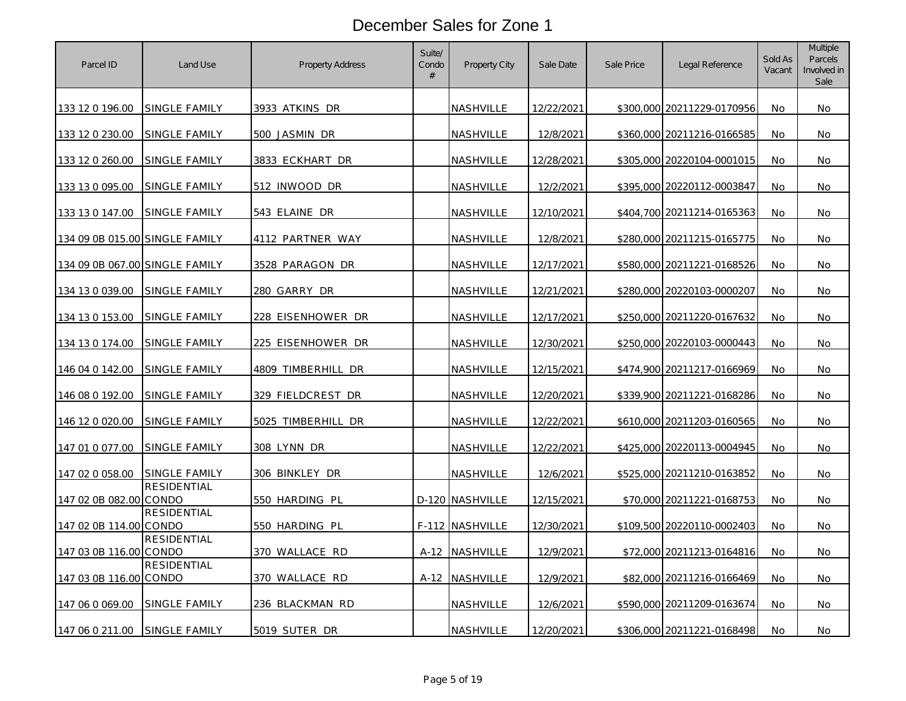# December Sales for Zone 1

| Parcel ID | Land Use | Property Address | Suite/ Condo # | Property City | Sale Date | Sale Price | Legal Reference | Sold As Vacant | Multiple Parcels Involved in Sale |
|---|---|---|---|---|---|---|---|---|---|
| 133 12 0 196.00 | SINGLE FAMILY | 3933 ATKINS DR | | NASHVILLE | 12/22/2021 | $300,000 | 20211229-0170956 | No | No |
| 133 12 0 230.00 | SINGLE FAMILY | 500 JASMIN DR | | NASHVILLE | 12/8/2021 | $360,000 | 20211216-0166585 | No | No |
| 133 12 0 260.00 | SINGLE FAMILY | 3833 ECKHART DR | | NASHVILLE | 12/28/2021 | $305,000 | 20220104-0001015 | No | No |
| 133 13 0 095.00 | SINGLE FAMILY | 512 INWOOD DR | | NASHVILLE | 12/2/2021 | $395,000 | 20220112-0003847 | No | No |
| 133 13 0 147.00 | SINGLE FAMILY | 543 ELAINE DR | | NASHVILLE | 12/10/2021 | $404,700 | 20211214-0165363 | No | No |
| 134 09 0B 015.00 | SINGLE FAMILY | 4112 PARTNER WAY | | NASHVILLE | 12/8/2021 | $280,000 | 20211215-0165775 | No | No |
| 134 09 0B 067.00 | SINGLE FAMILY | 3528 PARAGON DR | | NASHVILLE | 12/17/2021 | $580,000 | 20211221-0168526 | No | No |
| 134 13 0 039.00 | SINGLE FAMILY | 280 GARRY DR | | NASHVILLE | 12/21/2021 | $280,000 | 20220103-0000207 | No | No |
| 134 13 0 153.00 | SINGLE FAMILY | 228 EISENHOWER DR | | NASHVILLE | 12/17/2021 | $250,000 | 20211220-0167632 | No | No |
| 134 13 0 174.00 | SINGLE FAMILY | 225 EISENHOWER DR | | NASHVILLE | 12/30/2021 | $250,000 | 20220103-0000443 | No | No |
| 146 04 0 142.00 | SINGLE FAMILY | 4809 TIMBERHILL DR | | NASHVILLE | 12/15/2021 | $474,900 | 20211217-0166969 | No | No |
| 146 08 0 192.00 | SINGLE FAMILY | 329 FIELDCREST DR | | NASHVILLE | 12/20/2021 | $339,900 | 20211221-0168286 | No | No |
| 146 12 0 020.00 | SINGLE FAMILY | 5025 TIMBERHILL DR | | NASHVILLE | 12/22/2021 | $610,000 | 20211203-0160565 | No | No |
| 147 01 0 077.00 | SINGLE FAMILY | 308 LYNN DR | | NASHVILLE | 12/22/2021 | $425,000 | 20220113-0004945 | No | No |
| 147 02 0 058.00 | SINGLE FAMILY | 306 BINKLEY DR | | NASHVILLE | 12/6/2021 | $525,000 | 20211210-0163852 | No | No |
| 147 02 0B 082.00 | RESIDENTIAL CONDO | 550 HARDING PL | D-120 | NASHVILLE | 12/15/2021 | $70,000 | 20211221-0168753 | No | No |
| 147 02 0B 114.00 | RESIDENTIAL CONDO | 550 HARDING PL | F-112 | NASHVILLE | 12/30/2021 | $109,500 | 20220110-0002403 | No | No |
| 147 03 0B 116.00 | RESIDENTIAL CONDO | 370 WALLACE RD | A-12 | NASHVILLE | 12/9/2021 | $72,000 | 20211213-0164816 | No | No |
| 147 03 0B 116.00 | RESIDENTIAL CONDO | 370 WALLACE RD | A-12 | NASHVILLE | 12/9/2021 | $82,000 | 20211216-0166469 | No | No |
| 147 06 0 069.00 | SINGLE FAMILY | 236 BLACKMAN RD | | NASHVILLE | 12/6/2021 | $590,000 | 20211209-0163674 | No | No |
| 147 06 0 211.00 | SINGLE FAMILY | 5019 SUTER DR | | NASHVILLE | 12/20/2021 | $306,000 | 20211221-0168498 | No | No |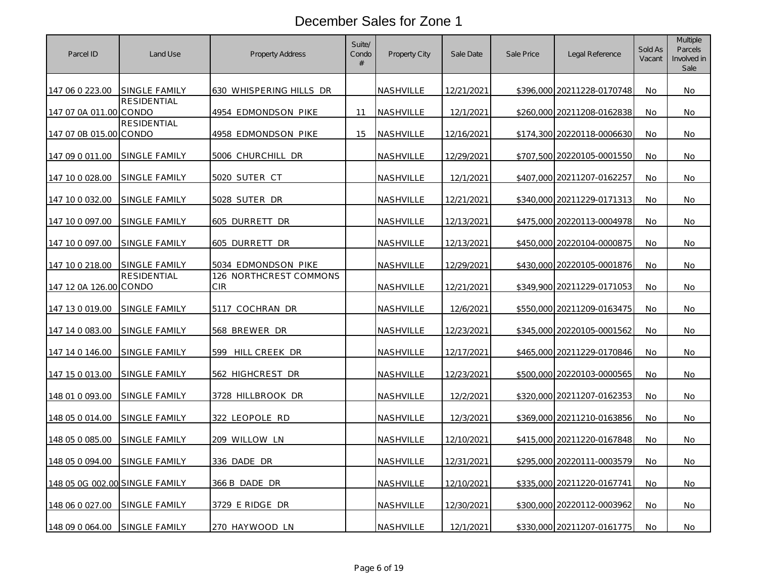# December Sales for Zone 1

| Parcel ID | Land Use | Property Address | Suite/ Condo # | Property City | Sale Date | Sale Price | Legal Reference | Sold As Vacant | Multiple Parcels Involved in Sale |
|---|---|---|---|---|---|---|---|---|---|
| 147 06 0 223.00 | SINGLE FAMILY | 630 WHISPERING HILLS DR | | NASHVILLE | 12/21/2021 | $396,000 | 20211228-0170748 | No | No |
| 147 07 0A 011.00 | RESIDENTIAL CONDO | 4954 EDMONDSON PIKE | 11 | NASHVILLE | 12/1/2021 | $260,000 | 20211208-0162838 | No | No |
| 147 07 0B 015.00 | RESIDENTIAL CONDO | 4958 EDMONDSON PIKE | 15 | NASHVILLE | 12/16/2021 | $174,300 | 20220118-0006630 | No | No |
| 147 09 0 011.00 | SINGLE FAMILY | 5006 CHURCHILL DR | | NASHVILLE | 12/29/2021 | $707,500 | 20220105-0001550 | No | No |
| 147 10 0 028.00 | SINGLE FAMILY | 5020 SUTER CT | | NASHVILLE | 12/1/2021 | $407,000 | 20211207-0162257 | No | No |
| 147 10 0 032.00 | SINGLE FAMILY | 5028 SUTER DR | | NASHVILLE | 12/21/2021 | $340,000 | 20211229-0171313 | No | No |
| 147 10 0 097.00 | SINGLE FAMILY | 605 DURRETT DR | | NASHVILLE | 12/13/2021 | $475,000 | 20220113-0004978 | No | No |
| 147 10 0 097.00 | SINGLE FAMILY | 605 DURRETT DR | | NASHVILLE | 12/13/2021 | $450,000 | 20220104-0000875 | No | No |
| 147 10 0 218.00 | SINGLE FAMILY | 5034 EDMONDSON PIKE | | NASHVILLE | 12/29/2021 | $430,000 | 20220105-0001876 | No | No |
| 147 12 0A 126.00 | RESIDENTIAL CONDO | 126 NORTHCREST COMMONS CIR | | NASHVILLE | 12/21/2021 | $349,900 | 20211229-0171053 | No | No |
| 147 13 0 019.00 | SINGLE FAMILY | 5117 COCHRAN DR | | NASHVILLE | 12/6/2021 | $550,000 | 20211209-0163475 | No | No |
| 147 14 0 083.00 | SINGLE FAMILY | 568 BREWER DR | | NASHVILLE | 12/23/2021 | $345,000 | 20220105-0001562 | No | No |
| 147 14 0 146.00 | SINGLE FAMILY | 599 HILL CREEK DR | | NASHVILLE | 12/17/2021 | $465,000 | 20211229-0170846 | No | No |
| 147 15 0 013.00 | SINGLE FAMILY | 562 HIGHCREST DR | | NASHVILLE | 12/23/2021 | $500,000 | 20220103-0000565 | No | No |
| 148 01 0 093.00 | SINGLE FAMILY | 3728 HILLBROOK DR | | NASHVILLE | 12/2/2021 | $320,000 | 20211207-0162353 | No | No |
| 148 05 0 014.00 | SINGLE FAMILY | 322 LEOPOLE RD | | NASHVILLE | 12/3/2021 | $369,000 | 20211210-0163856 | No | No |
| 148 05 0 085.00 | SINGLE FAMILY | 209 WILLOW LN | | NASHVILLE | 12/10/2021 | $415,000 | 20211220-0167848 | No | No |
| 148 05 0 094.00 | SINGLE FAMILY | 336 DADE DR | | NASHVILLE | 12/31/2021 | $295,000 | 20220111-0003579 | No | No |
| 148 05 0G 002.00 | SINGLE FAMILY | 366 B DADE DR | | NASHVILLE | 12/10/2021 | $335,000 | 20211220-0167741 | No | No |
| 148 06 0 027.00 | SINGLE FAMILY | 3729 E RIDGE DR | | NASHVILLE | 12/30/2021 | $300,000 | 20220112-0003962 | No | No |
| 148 09 0 064.00 | SINGLE FAMILY | 270 HAYWOOD LN | | NASHVILLE | 12/1/2021 | $330,000 | 20211207-0161775 | No | No |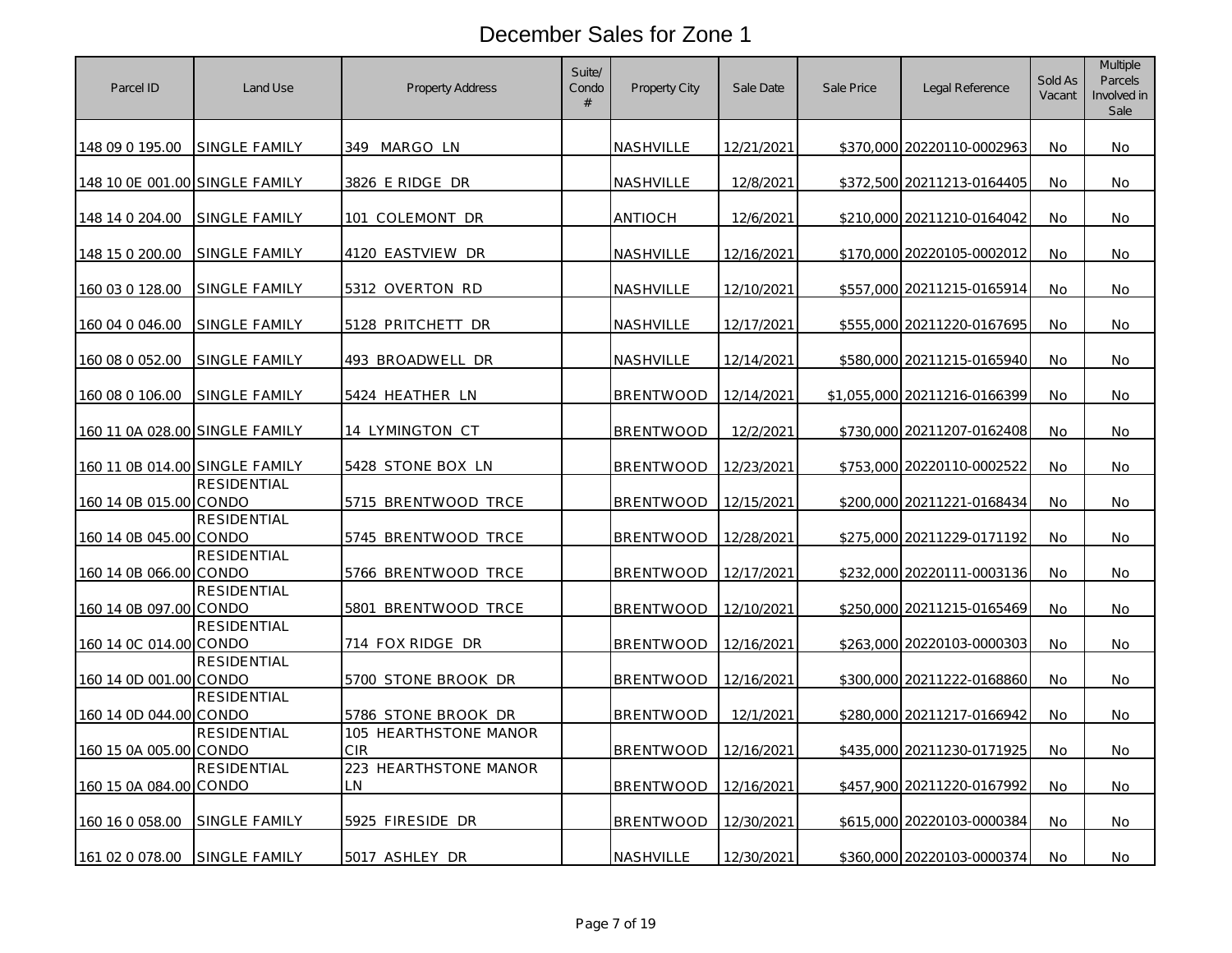# December Sales for Zone 1

| Parcel ID | Land Use | Property Address | Suite/ Condo # | Property City | Sale Date | Sale Price | Legal Reference | Sold As Vacant | Multiple Parcels Involved in Sale |
|---|---|---|---|---|---|---|---|---|---|
| 148 09 0 195.00 | SINGLE FAMILY | 349 MARGO LN | | NASHVILLE | 12/21/2021 | $370,000 | 20220110-0002963 | No | No |
| 148 10 0E 001.00 | SINGLE FAMILY | 3826 E RIDGE DR | | NASHVILLE | 12/8/2021 | $372,500 | 20211213-0164405 | No | No |
| 148 14 0 204.00 | SINGLE FAMILY | 101 COLEMONT DR | | ANTIOCH | 12/6/2021 | $210,000 | 20211210-0164042 | No | No |
| 148 15 0 200.00 | SINGLE FAMILY | 4120 EASTVIEW DR | | NASHVILLE | 12/16/2021 | $170,000 | 20220105-0002012 | No | No |
| 160 03 0 128.00 | SINGLE FAMILY | 5312 OVERTON RD | | NASHVILLE | 12/10/2021 | $557,000 | 20211215-0165914 | No | No |
| 160 04 0 046.00 | SINGLE FAMILY | 5128 PRITCHETT DR | | NASHVILLE | 12/17/2021 | $555,000 | 20211220-0167695 | No | No |
| 160 08 0 052.00 | SINGLE FAMILY | 493 BROADWELL DR | | NASHVILLE | 12/14/2021 | $580,000 | 20211215-0165940 | No | No |
| 160 08 0 106.00 | SINGLE FAMILY | 5424 HEATHER LN | | BRENTWOOD | 12/14/2021 | $1,055,000 | 20211216-0166399 | No | No |
| 160 11 0A 028.00 | SINGLE FAMILY | 14 LYMINGTON CT | | BRENTWOOD | 12/2/2021 | $730,000 | 20211207-0162408 | No | No |
| 160 11 0B 014.00 | SINGLE FAMILY | 5428 STONE BOX LN | | BRENTWOOD | 12/23/2021 | $753,000 | 20220110-0002522 | No | No |
| 160 14 0B 015.00 | RESIDENTIAL CONDO | 5715 BRENTWOOD TRCE | | BRENTWOOD | 12/15/2021 | $200,000 | 20211221-0168434 | No | No |
| 160 14 0B 045.00 | RESIDENTIAL CONDO | 5745 BRENTWOOD TRCE | | BRENTWOOD | 12/28/2021 | $275,000 | 20211229-0171192 | No | No |
| 160 14 0B 066.00 | RESIDENTIAL CONDO | 5766 BRENTWOOD TRCE | | BRENTWOOD | 12/17/2021 | $232,000 | 20220111-0003136 | No | No |
| 160 14 0B 097.00 | RESIDENTIAL CONDO | 5801 BRENTWOOD TRCE | | BRENTWOOD | 12/10/2021 | $250,000 | 20211215-0165469 | No | No |
| 160 14 0C 014.00 | RESIDENTIAL CONDO | 714 FOX RIDGE DR | | BRENTWOOD | 12/16/2021 | $263,000 | 20220103-0000303 | No | No |
| 160 14 0D 001.00 | RESIDENTIAL CONDO | 5700 STONE BROOK DR | | BRENTWOOD | 12/16/2021 | $300,000 | 20211222-0168860 | No | No |
| 160 14 0D 044.00 | RESIDENTIAL CONDO | 5786 STONE BROOK DR | | BRENTWOOD | 12/1/2021 | $280,000 | 20211217-0166942 | No | No |
| 160 15 0A 005.00 | RESIDENTIAL CONDO | 105 HEARTHSTONE MANOR CIR | | BRENTWOOD | 12/16/2021 | $435,000 | 20211230-0171925 | No | No |
| 160 15 0A 084.00 | RESIDENTIAL CONDO | 223 HEARTHSTONE MANOR LN | | BRENTWOOD | 12/16/2021 | $457,900 | 20211220-0167992 | No | No |
| 160 16 0 058.00 | SINGLE FAMILY | 5925 FIRESIDE DR | | BRENTWOOD | 12/30/2021 | $615,000 | 20220103-0000384 | No | No |
| 161 02 0 078.00 | SINGLE FAMILY | 5017 ASHLEY DR | | NASHVILLE | 12/30/2021 | $360,000 | 20220103-0000374 | No | No |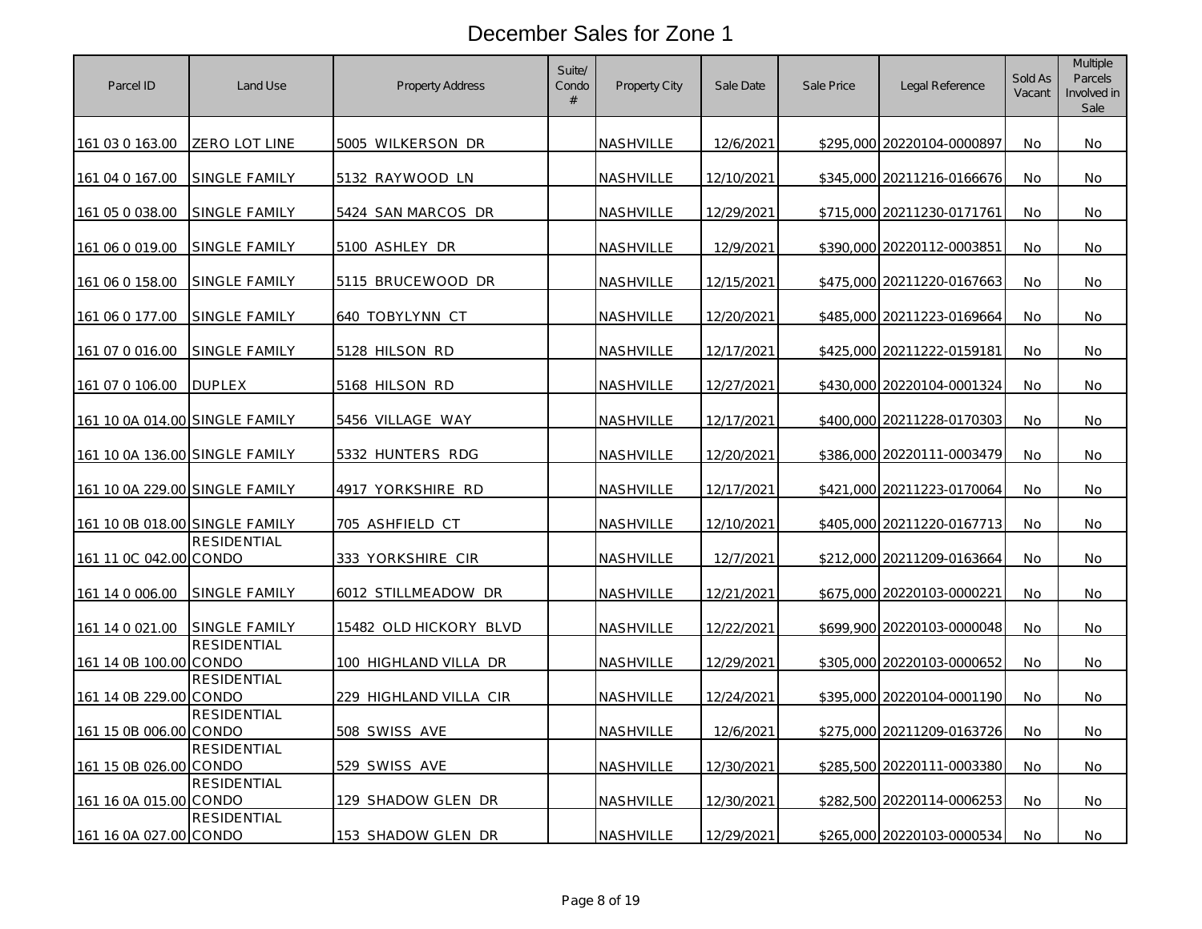# December Sales for Zone 1

| Parcel ID | Land Use | Property Address | Suite/ Condo # | Property City | Sale Date | Sale Price | Legal Reference | Sold As Vacant | Multiple Parcels Involved in Sale |
|---|---|---|---|---|---|---|---|---|---|
| 161 03 0 163.00 | ZERO LOT LINE | 5005 WILKERSON DR | | NASHVILLE | 12/6/2021 | $295,000 | 20220104-0000897 | No | No |
| 161 04 0 167.00 | SINGLE FAMILY | 5132 RAYWOOD LN | | NASHVILLE | 12/10/2021 | $345,000 | 20211216-0166676 | No | No |
| 161 05 0 038.00 | SINGLE FAMILY | 5424 SAN MARCOS DR | | NASHVILLE | 12/29/2021 | $715,000 | 20211230-0171761 | No | No |
| 161 06 0 019.00 | SINGLE FAMILY | 5100 ASHLEY DR | | NASHVILLE | 12/9/2021 | $390,000 | 20220112-0003851 | No | No |
| 161 06 0 158.00 | SINGLE FAMILY | 5115 BRUCEWOOD DR | | NASHVILLE | 12/15/2021 | $475,000 | 20211220-0167663 | No | No |
| 161 06 0 177.00 | SINGLE FAMILY | 640 TOBYLYNN CT | | NASHVILLE | 12/20/2021 | $485,000 | 20211223-0169664 | No | No |
| 161 07 0 016.00 | SINGLE FAMILY | 5128 HILSON RD | | NASHVILLE | 12/17/2021 | $425,000 | 20211222-0159181 | No | No |
| 161 07 0 106.00 | DUPLEX | 5168 HILSON RD | | NASHVILLE | 12/27/2021 | $430,000 | 20220104-0001324 | No | No |
| 161 10 0A 014.00 | SINGLE FAMILY | 5456 VILLAGE WAY | | NASHVILLE | 12/17/2021 | $400,000 | 20211228-0170303 | No | No |
| 161 10 0A 136.00 | SINGLE FAMILY | 5332 HUNTERS RDG | | NASHVILLE | 12/20/2021 | $386,000 | 20220111-0003479 | No | No |
| 161 10 0A 229.00 | SINGLE FAMILY | 4917 YORKSHIRE RD | | NASHVILLE | 12/17/2021 | $421,000 | 20211223-0170064 | No | No |
| 161 10 0B 018.00 | SINGLE FAMILY | 705 ASHFIELD CT | | NASHVILLE | 12/10/2021 | $405,000 | 20211220-0167713 | No | No |
| 161 11 0C 042.00 | RESIDENTIAL CONDO | 333 YORKSHIRE CIR | | NASHVILLE | 12/7/2021 | $212,000 | 20211209-0163664 | No | No |
| 161 14 0 006.00 | SINGLE FAMILY | 6012 STILLMEADOW DR | | NASHVILLE | 12/21/2021 | $675,000 | 20220103-0000221 | No | No |
| 161 14 0 021.00 | SINGLE FAMILY | 15482 OLD HICKORY BLVD | | NASHVILLE | 12/22/2021 | $699,900 | 20220103-0000048 | No | No |
| 161 14 0B 100.00 | RESIDENTIAL CONDO | 100 HIGHLAND VILLA DR | | NASHVILLE | 12/29/2021 | $305,000 | 20220103-0000652 | No | No |
| 161 14 0B 229.00 | RESIDENTIAL CONDO | 229 HIGHLAND VILLA CIR | | NASHVILLE | 12/24/2021 | $395,000 | 20220104-0001190 | No | No |
| 161 15 0B 006.00 | RESIDENTIAL CONDO | 508 SWISS AVE | | NASHVILLE | 12/6/2021 | $275,000 | 20211209-0163726 | No | No |
| 161 15 0B 026.00 | RESIDENTIAL CONDO | 529 SWISS AVE | | NASHVILLE | 12/30/2021 | $285,500 | 20220111-0003380 | No | No |
| 161 16 0A 015.00 | RESIDENTIAL CONDO | 129 SHADOW GLEN DR | | NASHVILLE | 12/30/2021 | $282,500 | 20220114-0006253 | No | No |
| 161 16 0A 027.00 | RESIDENTIAL CONDO | 153 SHADOW GLEN DR | | NASHVILLE | 12/29/2021 | $265,000 | 20220103-0000534 | No | No |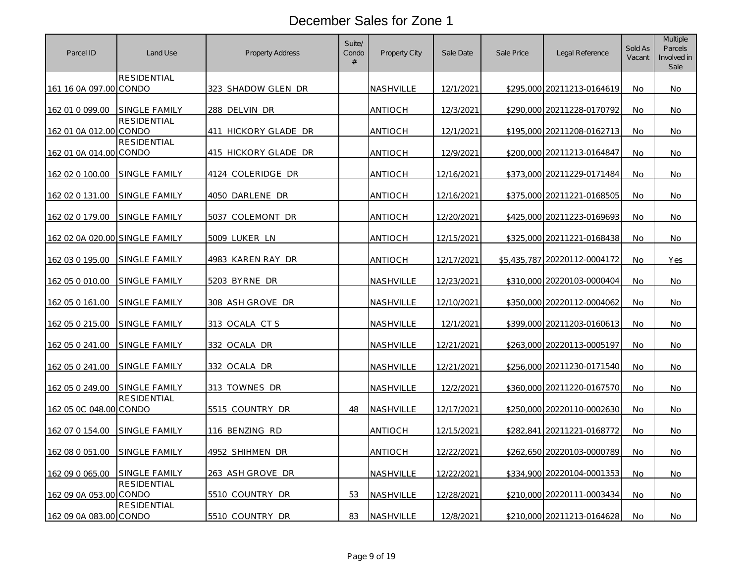# December Sales for Zone 1

| Parcel ID | Land Use | Property Address | Suite/ Condo # | Property City | Sale Date | Sale Price | Legal Reference | Sold As Vacant | Multiple Parcels Involved in Sale |
|---|---|---|---|---|---|---|---|---|---|
| 161 16 0A 097.00 | RESIDENTIAL CONDO | 323 SHADOW GLEN DR | | NASHVILLE | 12/1/2021 | $295,000 | 20211213-0164619 | No | No |
| 162 01 0 099.00 | SINGLE FAMILY | 288 DELVIN DR | | ANTIOCH | 12/3/2021 | $290,000 | 20211228-0170792 | No | No |
| 162 01 0A 012.00 | RESIDENTIAL CONDO | 411 HICKORY GLADE DR | | ANTIOCH | 12/1/2021 | $195,000 | 20211208-0162713 | No | No |
| 162 01 0A 014.00 | RESIDENTIAL CONDO | 415 HICKORY GLADE DR | | ANTIOCH | 12/9/2021 | $200,000 | 20211213-0164847 | No | No |
| 162 02 0 100.00 | SINGLE FAMILY | 4124 COLERIDGE DR | | ANTIOCH | 12/16/2021 | $373,000 | 20211229-0171484 | No | No |
| 162 02 0 131.00 | SINGLE FAMILY | 4050 DARLENE DR | | ANTIOCH | 12/16/2021 | $375,000 | 20211221-0168505 | No | No |
| 162 02 0 179.00 | SINGLE FAMILY | 5037 COLEMONT DR | | ANTIOCH | 12/20/2021 | $425,000 | 20211223-0169693 | No | No |
| 162 02 0A 020.00 | SINGLE FAMILY | 5009 LUKER LN | | ANTIOCH | 12/15/2021 | $325,000 | 20211221-0168438 | No | No |
| 162 03 0 195.00 | SINGLE FAMILY | 4983 KAREN RAY DR | | ANTIOCH | 12/17/2021 | $5,435,787 | 20220112-0004172 | No | Yes |
| 162 05 0 010.00 | SINGLE FAMILY | 5203 BYRNE DR | | NASHVILLE | 12/23/2021 | $310,000 | 20220103-0000404 | No | No |
| 162 05 0 161.00 | SINGLE FAMILY | 308 ASH GROVE DR | | NASHVILLE | 12/10/2021 | $350,000 | 20220112-0004062 | No | No |
| 162 05 0 215.00 | SINGLE FAMILY | 313 OCALA CT S | | NASHVILLE | 12/1/2021 | $399,000 | 20211203-0160613 | No | No |
| 162 05 0 241.00 | SINGLE FAMILY | 332 OCALA DR | | NASHVILLE | 12/21/2021 | $263,000 | 20220113-0005197 | No | No |
| 162 05 0 241.00 | SINGLE FAMILY | 332 OCALA DR | | NASHVILLE | 12/21/2021 | $256,000 | 20211230-0171540 | No | No |
| 162 05 0 249.00 | SINGLE FAMILY | 313 TOWNES DR | | NASHVILLE | 12/2/2021 | $360,000 | 20211220-0167570 | No | No |
| 162 05 0C 048.00 | RESIDENTIAL CONDO | 5515 COUNTRY DR | 48 | NASHVILLE | 12/17/2021 | $250,000 | 20220110-0002630 | No | No |
| 162 07 0 154.00 | SINGLE FAMILY | 116 BENZING RD | | ANTIOCH | 12/15/2021 | $282,841 | 20211221-0168772 | No | No |
| 162 08 0 051.00 | SINGLE FAMILY | 4952 SHIHMEN DR | | ANTIOCH | 12/22/2021 | $262,650 | 20220103-0000789 | No | No |
| 162 09 0 065.00 | SINGLE FAMILY | 263 ASH GROVE DR | | NASHVILLE | 12/22/2021 | $334,900 | 20220104-0001353 | No | No |
| 162 09 0A 053.00 | RESIDENTIAL CONDO | 5510 COUNTRY DR | 53 | NASHVILLE | 12/28/2021 | $210,000 | 20220111-0003434 | No | No |
| 162 09 0A 083.00 | RESIDENTIAL CONDO | 5510 COUNTRY DR | 83 | NASHVILLE | 12/8/2021 | $210,000 | 20211213-0164628 | No | No |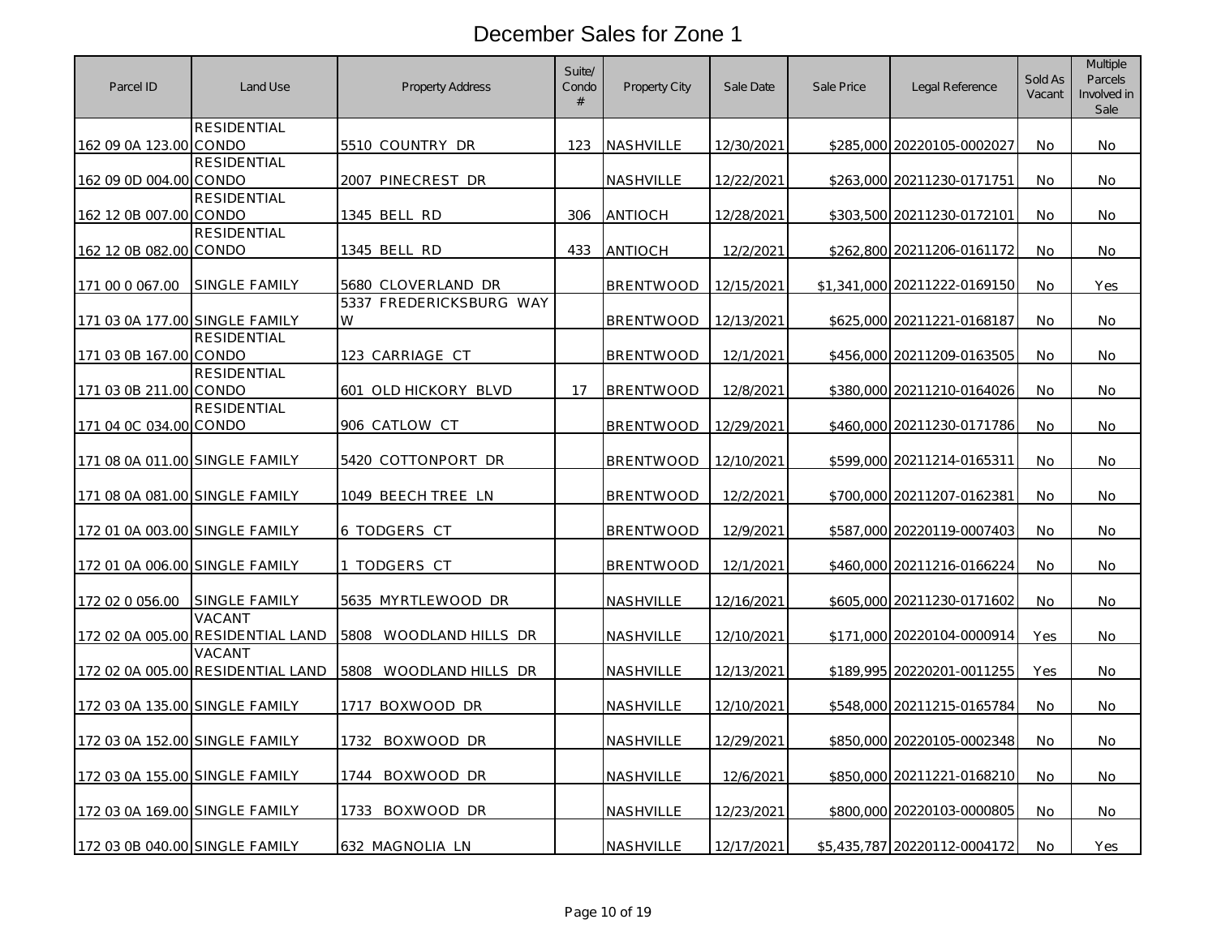# December Sales for Zone 1

| Parcel ID | Land Use | Property Address | Suite/ Condo # | Property City | Sale Date | Sale Price | Legal Reference | Sold As Vacant | Multiple Parcels Involved in Sale |
|---|---|---|---|---|---|---|---|---|---|
| 162 09 0A 123.00 | RESIDENTIAL CONDO | 5510 COUNTRY DR | 123 | NASHVILLE | 12/30/2021 | $285,000 | 20220105-0002027 | No | No |
| 162 09 0D 004.00 | RESIDENTIAL CONDO | 2007 PINECREST DR | | NASHVILLE | 12/22/2021 | $263,000 | 20211230-0171751 | No | No |
| 162 12 0B 007.00 | RESIDENTIAL CONDO | 1345 BELL RD | 306 | ANTIOCH | 12/28/2021 | $303,500 | 20211230-0172101 | No | No |
| 162 12 0B 082.00 | RESIDENTIAL CONDO | 1345 BELL RD | 433 | ANTIOCH | 12/2/2021 | $262,800 | 20211206-0161172 | No | No |
| 171 00 0 067.00 | SINGLE FAMILY | 5680 CLOVERLAND DR | | BRENTWOOD | 12/15/2021 | $1,341,000 | 20211222-0169150 | No | Yes |
| 171 03 0A 177.00 | SINGLE FAMILY | 5337 FREDERICKSBURG WAY W | | BRENTWOOD | 12/13/2021 | $625,000 | 20211221-0168187 | No | No |
| 171 03 0B 167.00 | RESIDENTIAL CONDO | 123 CARRIAGE CT | | BRENTWOOD | 12/1/2021 | $456,000 | 20211209-0163505 | No | No |
| 171 03 0B 211.00 | RESIDENTIAL CONDO | 601 OLD HICKORY BLVD | 17 | BRENTWOOD | 12/8/2021 | $380,000 | 20211210-0164026 | No | No |
| 171 04 0C 034.00 | RESIDENTIAL CONDO | 906 CATLOW CT | | BRENTWOOD | 12/29/2021 | $460,000 | 20211230-0171786 | No | No |
| 171 08 0A 011.00 | SINGLE FAMILY | 5420 COTTONPORT DR | | BRENTWOOD | 12/10/2021 | $599,000 | 20211214-0165311 | No | No |
| 171 08 0A 081.00 | SINGLE FAMILY | 1049 BEECH TREE LN | | BRENTWOOD | 12/2/2021 | $700,000 | 20211207-0162381 | No | No |
| 172 01 0A 003.00 | SINGLE FAMILY | 6 TODGERS CT | | BRENTWOOD | 12/9/2021 | $587,000 | 20220119-0007403 | No | No |
| 172 01 0A 006.00 | SINGLE FAMILY | 1 TODGERS CT | | BRENTWOOD | 12/1/2021 | $460,000 | 20211216-0166224 | No | No |
| 172 02 0 056.00 | SINGLE FAMILY | 5635 MYRTLEWOOD DR | | NASHVILLE | 12/16/2021 | $605,000 | 20211230-0171602 | No | No |
| 172 02 0A 005.00 | VACANT RESIDENTIAL LAND | 5808 WOODLAND HILLS DR | | NASHVILLE | 12/10/2021 | $171,000 | 20220104-0000914 | Yes | No |
| 172 02 0A 005.00 | VACANT RESIDENTIAL LAND | 5808 WOODLAND HILLS DR | | NASHVILLE | 12/13/2021 | $189,995 | 20220201-0011255 | Yes | No |
| 172 03 0A 135.00 | SINGLE FAMILY | 1717 BOXWOOD DR | | NASHVILLE | 12/10/2021 | $548,000 | 20211215-0165784 | No | No |
| 172 03 0A 152.00 | SINGLE FAMILY | 1732 BOXWOOD DR | | NASHVILLE | 12/29/2021 | $850,000 | 20220105-0002348 | No | No |
| 172 03 0A 155.00 | SINGLE FAMILY | 1744 BOXWOOD DR | | NASHVILLE | 12/6/2021 | $850,000 | 20211221-0168210 | No | No |
| 172 03 0A 169.00 | SINGLE FAMILY | 1733 BOXWOOD DR | | NASHVILLE | 12/23/2021 | $800,000 | 20220103-0000805 | No | No |
| 172 03 0B 040.00 | SINGLE FAMILY | 632 MAGNOLIA LN | | NASHVILLE | 12/17/2021 | $5,435,787 | 20220112-0004172 | No | Yes |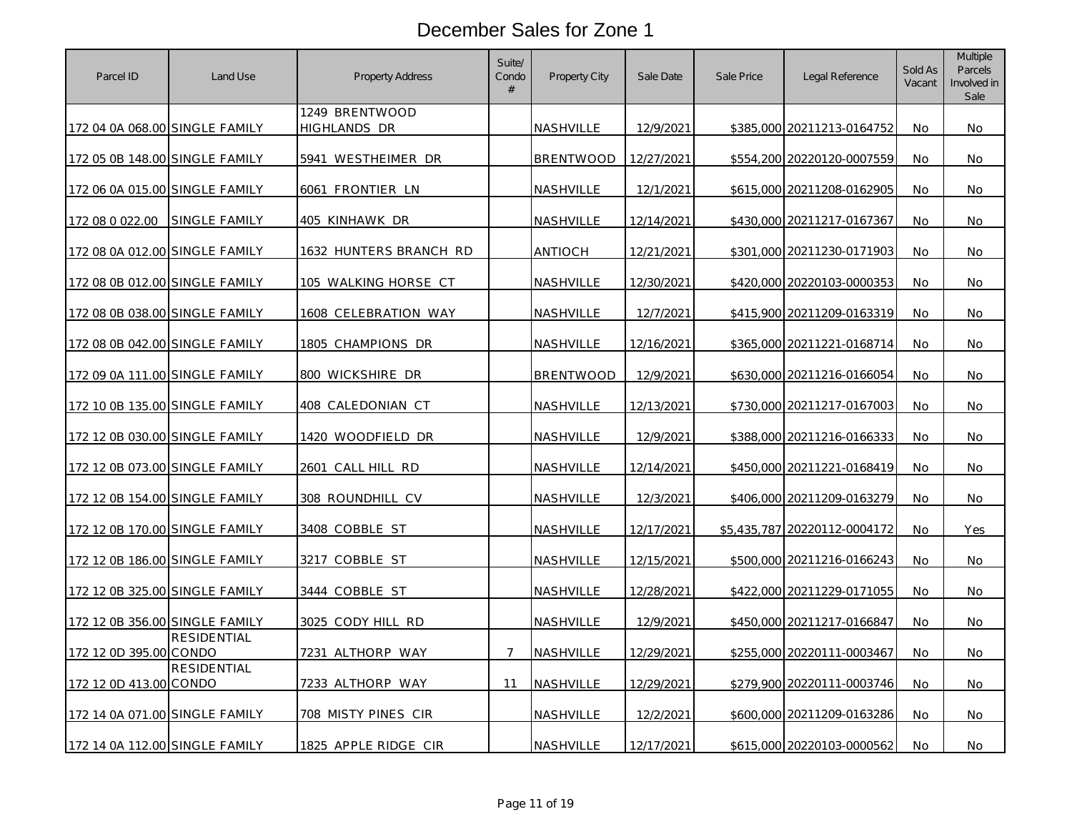# December Sales for Zone 1

| Parcel ID | Land Use | Property Address | Suite/ Condo # | Property City | Sale Date | Sale Price | Legal Reference | Sold As Vacant | Multiple Parcels Involved in Sale |
|---|---|---|---|---|---|---|---|---|---|
| 172 04 0A 068.00 | SINGLE FAMILY | 1249 BRENTWOOD HIGHLANDS DR | | NASHVILLE | 12/9/2021 | $385,000 | 20211213-0164752 | No | No |
| 172 05 0B 148.00 | SINGLE FAMILY | 5941 WESTHEIMER DR | | BRENTWOOD | 12/27/2021 | $554,200 | 20220120-0007559 | No | No |
| 172 06 0A 015.00 | SINGLE FAMILY | 6061 FRONTIER LN | | NASHVILLE | 12/1/2021 | $615,000 | 20211208-0162905 | No | No |
| 172 08 0 022.00 | SINGLE FAMILY | 405 KINHAWK DR | | NASHVILLE | 12/14/2021 | $430,000 | 20211217-0167367 | No | No |
| 172 08 0A 012.00 | SINGLE FAMILY | 1632 HUNTERS BRANCH RD | | ANTIOCH | 12/21/2021 | $301,000 | 20211230-0171903 | No | No |
| 172 08 0B 012.00 | SINGLE FAMILY | 105 WALKING HORSE CT | | NASHVILLE | 12/30/2021 | $420,000 | 20220103-0000353 | No | No |
| 172 08 0B 038.00 | SINGLE FAMILY | 1608 CELEBRATION WAY | | NASHVILLE | 12/7/2021 | $415,900 | 20211209-0163319 | No | No |
| 172 08 0B 042.00 | SINGLE FAMILY | 1805 CHAMPIONS DR | | NASHVILLE | 12/16/2021 | $365,000 | 20211221-0168714 | No | No |
| 172 09 0A 111.00 | SINGLE FAMILY | 800 WICKSHIRE DR | | BRENTWOOD | 12/9/2021 | $630,000 | 20211216-0166054 | No | No |
| 172 10 0B 135.00 | SINGLE FAMILY | 408 CALEDONIAN CT | | NASHVILLE | 12/13/2021 | $730,000 | 20211217-0167003 | No | No |
| 172 12 0B 030.00 | SINGLE FAMILY | 1420 WOODFIELD DR | | NASHVILLE | 12/9/2021 | $388,000 | 20211216-0166333 | No | No |
| 172 12 0B 073.00 | SINGLE FAMILY | 2601 CALL HILL RD | | NASHVILLE | 12/14/2021 | $450,000 | 20211221-0168419 | No | No |
| 172 12 0B 154.00 | SINGLE FAMILY | 308 ROUNDHILL CV | | NASHVILLE | 12/3/2021 | $406,000 | 20211209-0163279 | No | No |
| 172 12 0B 170.00 | SINGLE FAMILY | 3408 COBBLE ST | | NASHVILLE | 12/17/2021 | $5,435,787 | 20220112-0004172 | No | Yes |
| 172 12 0B 186.00 | SINGLE FAMILY | 3217 COBBLE ST | | NASHVILLE | 12/15/2021 | $500,000 | 20211216-0166243 | No | No |
| 172 12 0B 325.00 | SINGLE FAMILY | 3444 COBBLE ST | | NASHVILLE | 12/28/2021 | $422,000 | 20211229-0171055 | No | No |
| 172 12 0B 356.00 | SINGLE FAMILY | 3025 CODY HILL RD | | NASHVILLE | 12/9/2021 | $450,000 | 20211217-0166847 | No | No |
| 172 12 0D 395.00 | RESIDENTIAL CONDO | 7231 ALTHORP WAY | 7 | NASHVILLE | 12/29/2021 | $255,000 | 20220111-0003467 | No | No |
| 172 12 0D 413.00 | RESIDENTIAL CONDO | 7233 ALTHORP WAY | 11 | NASHVILLE | 12/29/2021 | $279,900 | 20220111-0003746 | No | No |
| 172 14 0A 071.00 | SINGLE FAMILY | 708 MISTY PINES CIR | | NASHVILLE | 12/2/2021 | $600,000 | 20211209-0163286 | No | No |
| 172 14 0A 112.00 | SINGLE FAMILY | 1825 APPLE RIDGE CIR | | NASHVILLE | 12/17/2021 | $615,000 | 20220103-0000562 | No | No |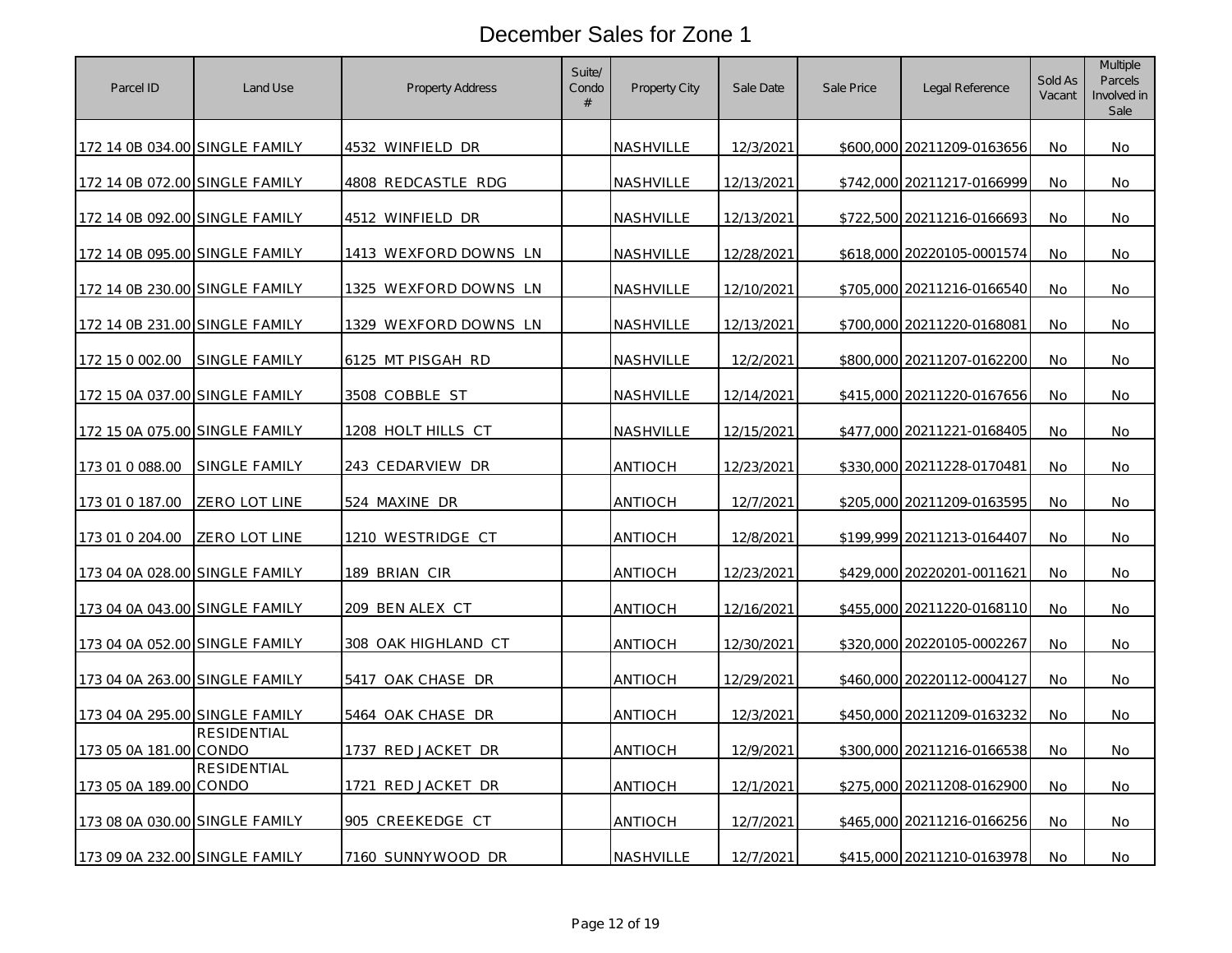# December Sales for Zone 1

| Parcel ID | Land Use | Property Address | Suite/ Condo # | Property City | Sale Date | Sale Price | Legal Reference | Sold As Vacant | Multiple Parcels Involved in Sale |
|---|---|---|---|---|---|---|---|---|---|
| 172 14 0B 034.00 | SINGLE FAMILY | 4532 WINFIELD DR | | NASHVILLE | 12/3/2021 | $600,000 | 20211209-0163656 | No | No |
| 172 14 0B 072.00 | SINGLE FAMILY | 4808 REDCASTLE RDG | | NASHVILLE | 12/13/2021 | $742,000 | 20211217-0166999 | No | No |
| 172 14 0B 092.00 | SINGLE FAMILY | 4512 WINFIELD DR | | NASHVILLE | 12/13/2021 | $722,500 | 20211216-0166693 | No | No |
| 172 14 0B 095.00 | SINGLE FAMILY | 1413 WEXFORD DOWNS LN | | NASHVILLE | 12/28/2021 | $618,000 | 20220105-0001574 | No | No |
| 172 14 0B 230.00 | SINGLE FAMILY | 1325 WEXFORD DOWNS LN | | NASHVILLE | 12/10/2021 | $705,000 | 20211216-0166540 | No | No |
| 172 14 0B 231.00 | SINGLE FAMILY | 1329 WEXFORD DOWNS LN | | NASHVILLE | 12/13/2021 | $700,000 | 20211220-0168081 | No | No |
| 172 15 0 002.00 | SINGLE FAMILY | 6125 MT PISGAH RD | | NASHVILLE | 12/2/2021 | $800,000 | 20211207-0162200 | No | No |
| 172 15 0A 037.00 | SINGLE FAMILY | 3508 COBBLE ST | | NASHVILLE | 12/14/2021 | $415,000 | 20211220-0167656 | No | No |
| 172 15 0A 075.00 | SINGLE FAMILY | 1208 HOLT HILLS CT | | NASHVILLE | 12/15/2021 | $477,000 | 20211221-0168405 | No | No |
| 173 01 0 088.00 | SINGLE FAMILY | 243 CEDARVIEW DR | | ANTIOCH | 12/23/2021 | $330,000 | 20211228-0170481 | No | No |
| 173 01 0 187.00 | ZERO LOT LINE | 524 MAXINE DR | | ANTIOCH | 12/7/2021 | $205,000 | 20211209-0163595 | No | No |
| 173 01 0 204.00 | ZERO LOT LINE | 1210 WESTRIDGE CT | | ANTIOCH | 12/8/2021 | $199,999 | 20211213-0164407 | No | No |
| 173 04 0A 028.00 | SINGLE FAMILY | 189 BRIAN CIR | | ANTIOCH | 12/23/2021 | $429,000 | 20220201-0011621 | No | No |
| 173 04 0A 043.00 | SINGLE FAMILY | 209 BEN ALEX CT | | ANTIOCH | 12/16/2021 | $455,000 | 20211220-0168110 | No | No |
| 173 04 0A 052.00 | SINGLE FAMILY | 308 OAK HIGHLAND CT | | ANTIOCH | 12/30/2021 | $320,000 | 20220105-0002267 | No | No |
| 173 04 0A 263.00 | SINGLE FAMILY | 5417 OAK CHASE DR | | ANTIOCH | 12/29/2021 | $460,000 | 20220112-0004127 | No | No |
| 173 04 0A 295.00 | SINGLE FAMILY | 5464 OAK CHASE DR | | ANTIOCH | 12/3/2021 | $450,000 | 20211209-0163232 | No | No |
| 173 05 0A 181.00 | RESIDENTIAL CONDO | 1737 RED JACKET DR | | ANTIOCH | 12/9/2021 | $300,000 | 20211216-0166538 | No | No |
| 173 05 0A 189.00 | RESIDENTIAL CONDO | 1721 RED JACKET DR | | ANTIOCH | 12/1/2021 | $275,000 | 20211208-0162900 | No | No |
| 173 08 0A 030.00 | SINGLE FAMILY | 905 CREEKEDGE CT | | ANTIOCH | 12/7/2021 | $465,000 | 20211216-0166256 | No | No |
| 173 09 0A 232.00 | SINGLE FAMILY | 7160 SUNNYWOOD DR | | NASHVILLE | 12/7/2021 | $415,000 | 20211210-0163978 | No | No |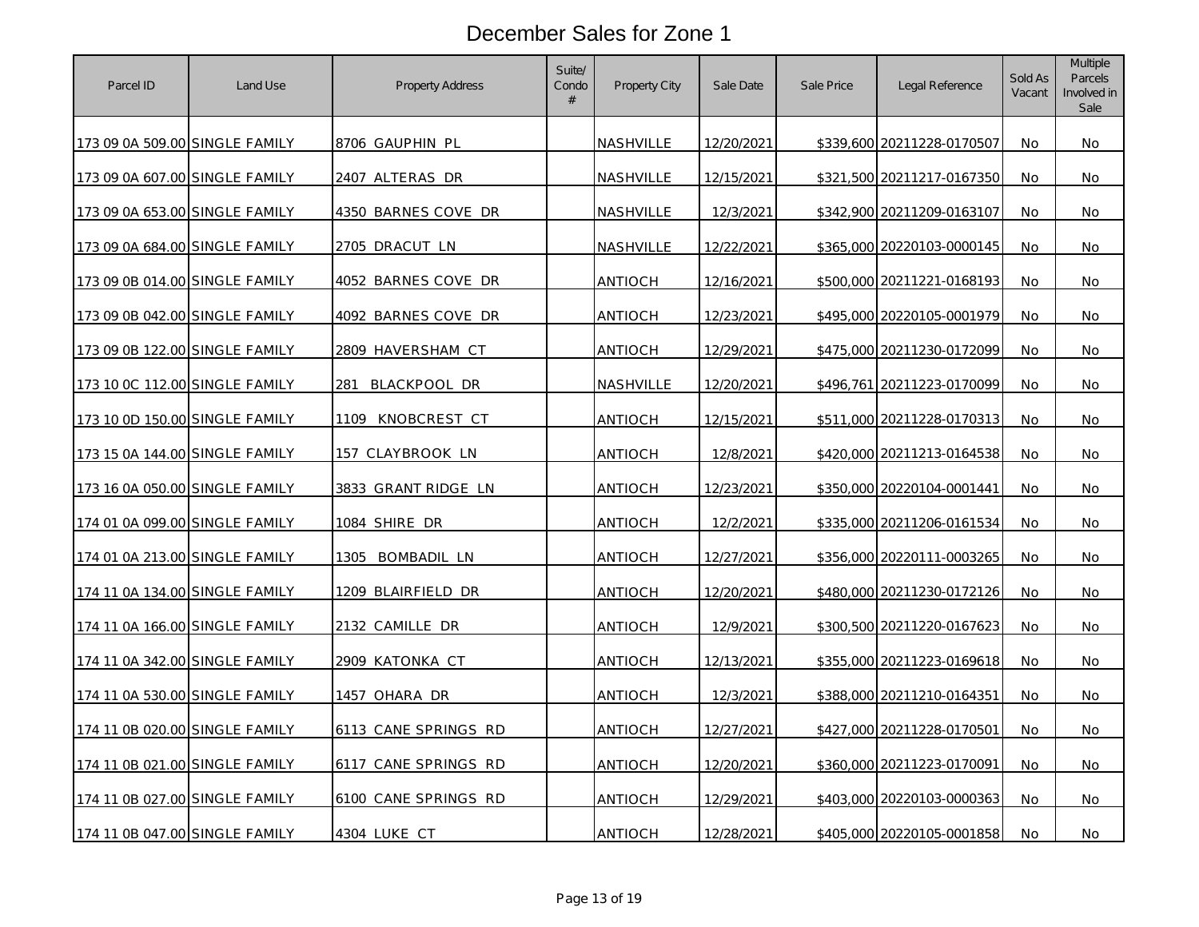# December Sales for Zone 1

| Parcel ID | Land Use | Property Address | Suite/ Condo # | Property City | Sale Date | Sale Price | Legal Reference | Sold As Vacant | Multiple Parcels Involved in Sale |
|---|---|---|---|---|---|---|---|---|---|
| 173 09 0A 509.00 | SINGLE FAMILY | 8706 GAUPHIN PL | | NASHVILLE | 12/20/2021 | $339,600 | 20211228-0170507 | No | No |
| 173 09 0A 607.00 | SINGLE FAMILY | 2407 ALTERAS DR | | NASHVILLE | 12/15/2021 | $321,500 | 20211217-0167350 | No | No |
| 173 09 0A 653.00 | SINGLE FAMILY | 4350 BARNES COVE DR | | NASHVILLE | 12/3/2021 | $342,900 | 20211209-0163107 | No | No |
| 173 09 0A 684.00 | SINGLE FAMILY | 2705 DRACUT LN | | NASHVILLE | 12/22/2021 | $365,000 | 20220103-0000145 | No | No |
| 173 09 0B 014.00 | SINGLE FAMILY | 4052 BARNES COVE DR | | ANTIOCH | 12/16/2021 | $500,000 | 20211221-0168193 | No | No |
| 173 09 0B 042.00 | SINGLE FAMILY | 4092 BARNES COVE DR | | ANTIOCH | 12/23/2021 | $495,000 | 20220105-0001979 | No | No |
| 173 09 0B 122.00 | SINGLE FAMILY | 2809 HAVERSHAM CT | | ANTIOCH | 12/29/2021 | $475,000 | 20211230-0172099 | No | No |
| 173 10 0C 112.00 | SINGLE FAMILY | 281 BLACKPOOL DR | | NASHVILLE | 12/20/2021 | $496,761 | 20211223-0170099 | No | No |
| 173 10 0D 150.00 | SINGLE FAMILY | 1109 KNOBCREST CT | | ANTIOCH | 12/15/2021 | $511,000 | 20211228-0170313 | No | No |
| 173 15 0A 144.00 | SINGLE FAMILY | 157 CLAYBROOK LN | | ANTIOCH | 12/8/2021 | $420,000 | 20211213-0164538 | No | No |
| 173 16 0A 050.00 | SINGLE FAMILY | 3833 GRANT RIDGE LN | | ANTIOCH | 12/23/2021 | $350,000 | 20220104-0001441 | No | No |
| 174 01 0A 099.00 | SINGLE FAMILY | 1084 SHIRE DR | | ANTIOCH | 12/2/2021 | $335,000 | 20211206-0161534 | No | No |
| 174 01 0A 213.00 | SINGLE FAMILY | 1305 BOMBADIL LN | | ANTIOCH | 12/27/2021 | $356,000 | 20220111-0003265 | No | No |
| 174 11 0A 134.00 | SINGLE FAMILY | 1209 BLAIRFIELD DR | | ANTIOCH | 12/20/2021 | $480,000 | 20211230-0172126 | No | No |
| 174 11 0A 166.00 | SINGLE FAMILY | 2132 CAMILLE DR | | ANTIOCH | 12/9/2021 | $300,500 | 20211220-0167623 | No | No |
| 174 11 0A 342.00 | SINGLE FAMILY | 2909 KATONKA CT | | ANTIOCH | 12/13/2021 | $355,000 | 20211223-0169618 | No | No |
| 174 11 0A 530.00 | SINGLE FAMILY | 1457 OHARA DR | | ANTIOCH | 12/3/2021 | $388,000 | 20211210-0164351 | No | No |
| 174 11 0B 020.00 | SINGLE FAMILY | 6113 CANE SPRINGS RD | | ANTIOCH | 12/27/2021 | $427,000 | 20211228-0170501 | No | No |
| 174 11 0B 021.00 | SINGLE FAMILY | 6117 CANE SPRINGS RD | | ANTIOCH | 12/20/2021 | $360,000 | 20211223-0170091 | No | No |
| 174 11 0B 027.00 | SINGLE FAMILY | 6100 CANE SPRINGS RD | | ANTIOCH | 12/29/2021 | $403,000 | 20220103-0000363 | No | No |
| 174 11 0B 047.00 | SINGLE FAMILY | 4304 LUKE CT | | ANTIOCH | 12/28/2021 | $405,000 | 20220105-0001858 | No | No |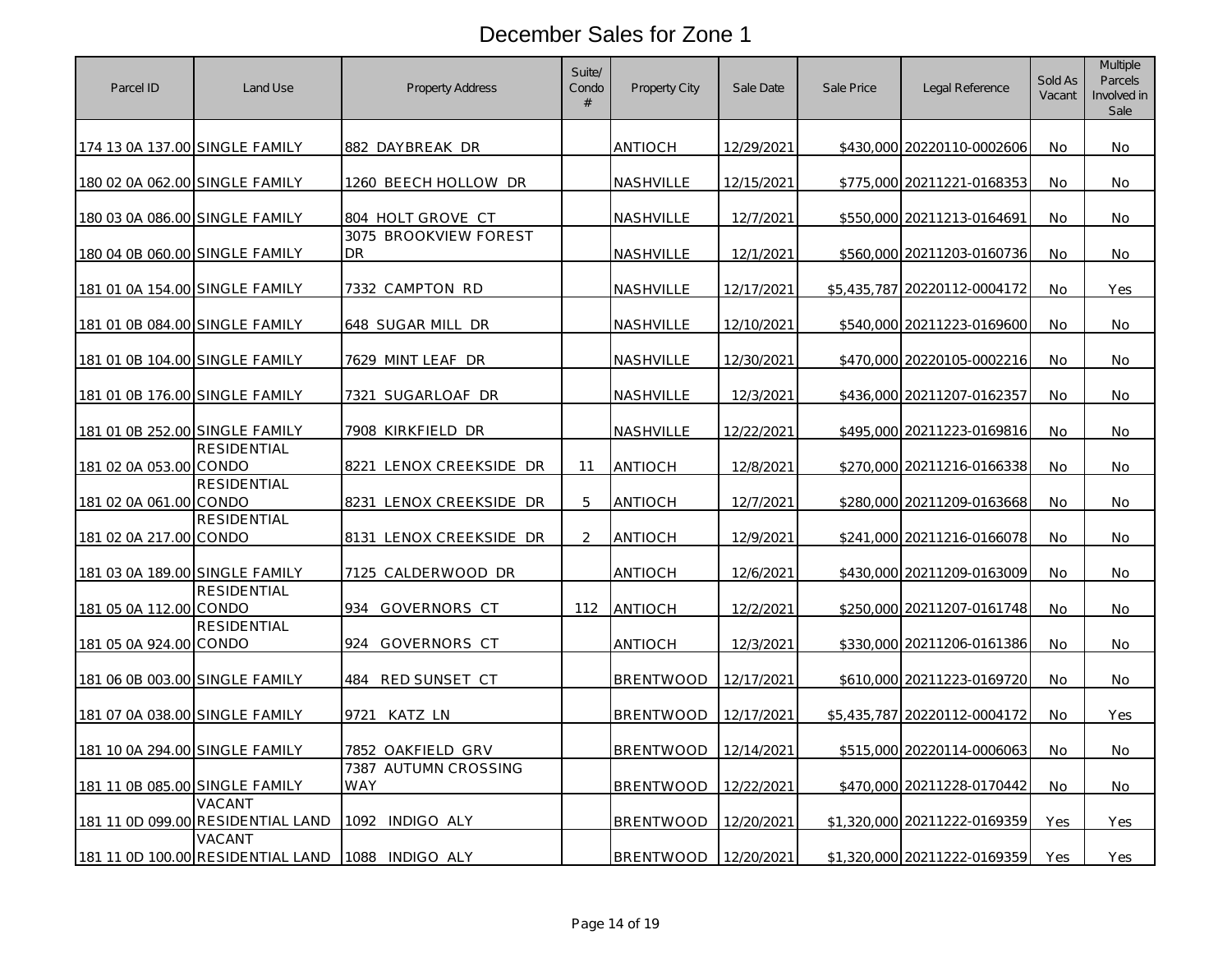# December Sales for Zone 1

| Parcel ID | Land Use | Property Address | Suite/ Condo # | Property City | Sale Date | Sale Price | Legal Reference | Sold As Vacant | Multiple Parcels Involved in Sale |
|---|---|---|---|---|---|---|---|---|---|
| 174 13 0A 137.00 | SINGLE FAMILY | 882 DAYBREAK DR | | ANTIOCH | 12/29/2021 | $430,000 | 20220110-0002606 | No | No |
| 180 02 0A 062.00 | SINGLE FAMILY | 1260 BEECH HOLLOW DR | | NASHVILLE | 12/15/2021 | $775,000 | 20211221-0168353 | No | No |
| 180 03 0A 086.00 | SINGLE FAMILY | 804 HOLT GROVE CT | | NASHVILLE | 12/7/2021 | $550,000 | 20211213-0164691 | No | No |
| 180 04 0B 060.00 | SINGLE FAMILY | 3075 BROOKVIEW FOREST DR | | NASHVILLE | 12/1/2021 | $560,000 | 20211203-0160736 | No | No |
| 181 01 0A 154.00 | SINGLE FAMILY | 7332 CAMPTON RD | | NASHVILLE | 12/17/2021 | $5,435,787 | 20220112-0004172 | No | Yes |
| 181 01 0B 084.00 | SINGLE FAMILY | 648 SUGAR MILL DR | | NASHVILLE | 12/10/2021 | $540,000 | 20211223-0169600 | No | No |
| 181 01 0B 104.00 | SINGLE FAMILY | 7629 MINT LEAF DR | | NASHVILLE | 12/30/2021 | $470,000 | 20220105-0002216 | No | No |
| 181 01 0B 176.00 | SINGLE FAMILY | 7321 SUGARLOAF DR | | NASHVILLE | 12/3/2021 | $436,000 | 20211207-0162357 | No | No |
| 181 01 0B 252.00 | SINGLE FAMILY | 7908 KIRKFIELD DR | | NASHVILLE | 12/22/2021 | $495,000 | 20211223-0169816 | No | No |
| 181 02 0A 053.00 | RESIDENTIAL CONDO | 8221 LENOX CREEKSIDE DR | 11 | ANTIOCH | 12/8/2021 | $270,000 | 20211216-0166338 | No | No |
| 181 02 0A 061.00 | RESIDENTIAL CONDO | 8231 LENOX CREEKSIDE DR | 5 | ANTIOCH | 12/7/2021 | $280,000 | 20211209-0163668 | No | No |
| 181 02 0A 217.00 | RESIDENTIAL CONDO | 8131 LENOX CREEKSIDE DR | 2 | ANTIOCH | 12/9/2021 | $241,000 | 20211216-0166078 | No | No |
| 181 03 0A 189.00 | SINGLE FAMILY | 7125 CALDERWOOD DR | | ANTIOCH | 12/6/2021 | $430,000 | 20211209-0163009 | No | No |
| 181 05 0A 112.00 | RESIDENTIAL CONDO | 934 GOVERNORS CT | 112 | ANTIOCH | 12/2/2021 | $250,000 | 20211207-0161748 | No | No |
| 181 05 0A 924.00 | RESIDENTIAL CONDO | 924 GOVERNORS CT | | ANTIOCH | 12/3/2021 | $330,000 | 20211206-0161386 | No | No |
| 181 06 0B 003.00 | SINGLE FAMILY | 484 RED SUNSET CT | | BRENTWOOD | 12/17/2021 | $610,000 | 20211223-0169720 | No | No |
| 181 07 0A 038.00 | SINGLE FAMILY | 9721 KATZ LN | | BRENTWOOD | 12/17/2021 | $5,435,787 | 20220112-0004172 | No | Yes |
| 181 10 0A 294.00 | SINGLE FAMILY | 7852 OAKFIELD GRV | | BRENTWOOD | 12/14/2021 | $515,000 | 20220114-0006063 | No | No |
| 181 11 0B 085.00 | SINGLE FAMILY | 7387 AUTUMN CROSSING WAY | | BRENTWOOD | 12/22/2021 | $470,000 | 20211228-0170442 | No | No |
| 181 11 0D 099.00 | VACANT RESIDENTIAL LAND | 1092 INDIGO ALY | | BRENTWOOD | 12/20/2021 | $1,320,000 | 20211222-0169359 | Yes | Yes |
| 181 11 0D 100.00 | VACANT RESIDENTIAL LAND | 1088 INDIGO ALY | | BRENTWOOD | 12/20/2021 | $1,320,000 | 20211222-0169359 | Yes | Yes |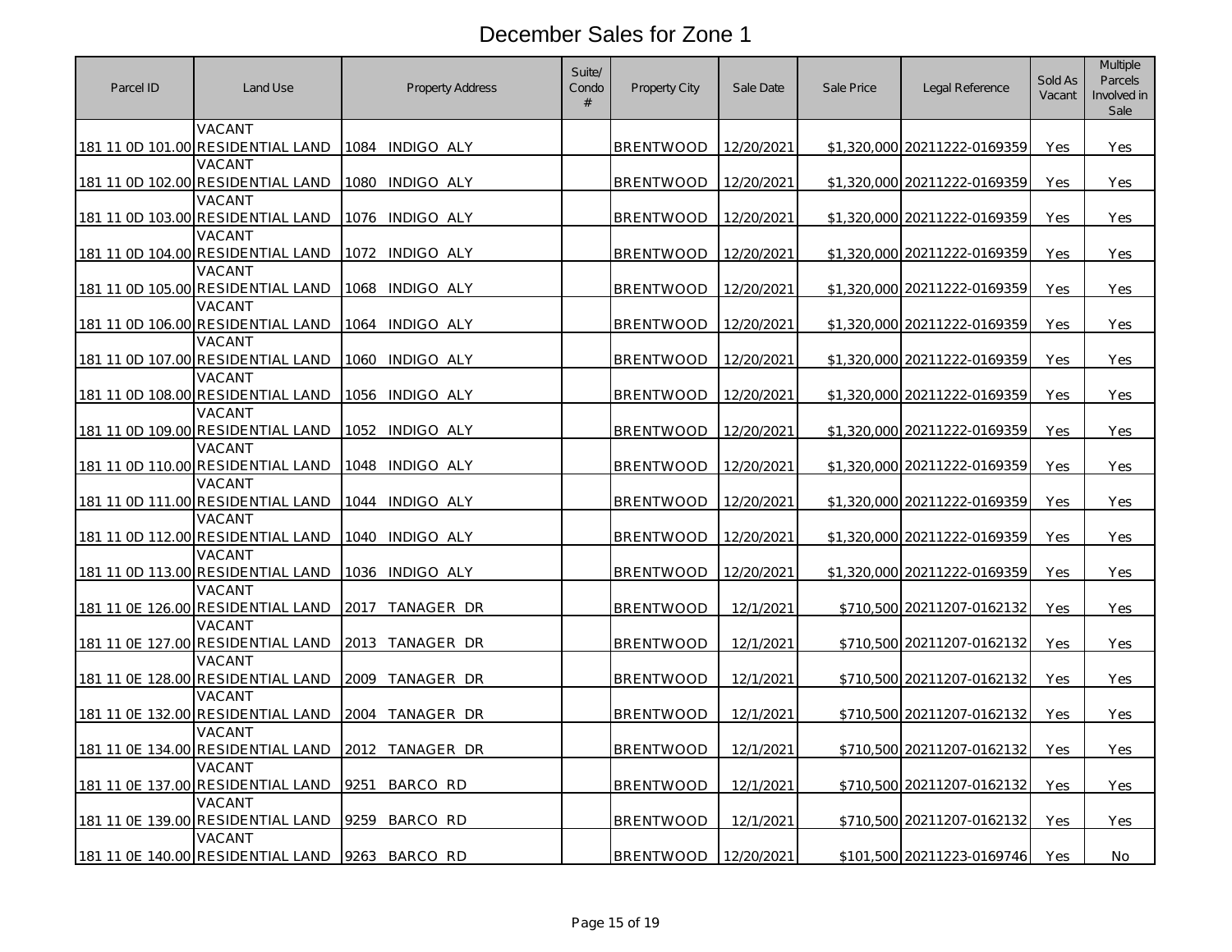# December Sales for Zone 1

| Parcel ID | Land Use | Property Address | Suite/ Condo # | Property City | Sale Date | Sale Price | Legal Reference | Sold As Vacant | Multiple Parcels Involved in Sale |
|---|---|---|---|---|---|---|---|---|---|
| 181 11 0D 101.00 | VACANT RESIDENTIAL LAND | 1084 INDIGO ALY | | BRENTWOOD | 12/20/2021 | $1,320,000 | 20211222-0169359 | Yes | Yes |
| 181 11 0D 102.00 | VACANT RESIDENTIAL LAND | 1080 INDIGO ALY | | BRENTWOOD | 12/20/2021 | $1,320,000 | 20211222-0169359 | Yes | Yes |
| 181 11 0D 103.00 | VACANT RESIDENTIAL LAND | 1076 INDIGO ALY | | BRENTWOOD | 12/20/2021 | $1,320,000 | 20211222-0169359 | Yes | Yes |
| 181 11 0D 104.00 | VACANT RESIDENTIAL LAND | 1072 INDIGO ALY | | BRENTWOOD | 12/20/2021 | $1,320,000 | 20211222-0169359 | Yes | Yes |
| 181 11 0D 105.00 | VACANT RESIDENTIAL LAND | 1068 INDIGO ALY | | BRENTWOOD | 12/20/2021 | $1,320,000 | 20211222-0169359 | Yes | Yes |
| 181 11 0D 106.00 | VACANT RESIDENTIAL LAND | 1064 INDIGO ALY | | BRENTWOOD | 12/20/2021 | $1,320,000 | 20211222-0169359 | Yes | Yes |
| 181 11 0D 107.00 | VACANT RESIDENTIAL LAND | 1060 INDIGO ALY | | BRENTWOOD | 12/20/2021 | $1,320,000 | 20211222-0169359 | Yes | Yes |
| 181 11 0D 108.00 | VACANT RESIDENTIAL LAND | 1056 INDIGO ALY | | BRENTWOOD | 12/20/2021 | $1,320,000 | 20211222-0169359 | Yes | Yes |
| 181 11 0D 109.00 | VACANT RESIDENTIAL LAND | 1052 INDIGO ALY | | BRENTWOOD | 12/20/2021 | $1,320,000 | 20211222-0169359 | Yes | Yes |
| 181 11 0D 110.00 | VACANT RESIDENTIAL LAND | 1048 INDIGO ALY | | BRENTWOOD | 12/20/2021 | $1,320,000 | 20211222-0169359 | Yes | Yes |
| 181 11 0D 111.00 | VACANT RESIDENTIAL LAND | 1044 INDIGO ALY | | BRENTWOOD | 12/20/2021 | $1,320,000 | 20211222-0169359 | Yes | Yes |
| 181 11 0D 112.00 | VACANT RESIDENTIAL LAND | 1040 INDIGO ALY | | BRENTWOOD | 12/20/2021 | $1,320,000 | 20211222-0169359 | Yes | Yes |
| 181 11 0D 113.00 | VACANT RESIDENTIAL LAND | 1036 INDIGO ALY | | BRENTWOOD | 12/20/2021 | $1,320,000 | 20211222-0169359 | Yes | Yes |
| 181 11 0E 126.00 | VACANT RESIDENTIAL LAND | 2017 TANAGER DR | | BRENTWOOD | 12/1/2021 | $710,500 | 20211207-0162132 | Yes | Yes |
| 181 11 0E 127.00 | VACANT RESIDENTIAL LAND | 2013 TANAGER DR | | BRENTWOOD | 12/1/2021 | $710,500 | 20211207-0162132 | Yes | Yes |
| 181 11 0E 128.00 | VACANT RESIDENTIAL LAND | 2009 TANAGER DR | | BRENTWOOD | 12/1/2021 | $710,500 | 20211207-0162132 | Yes | Yes |
| 181 11 0E 132.00 | VACANT RESIDENTIAL LAND | 2004 TANAGER DR | | BRENTWOOD | 12/1/2021 | $710,500 | 20211207-0162132 | Yes | Yes |
| 181 11 0E 134.00 | VACANT RESIDENTIAL LAND | 2012 TANAGER DR | | BRENTWOOD | 12/1/2021 | $710,500 | 20211207-0162132 | Yes | Yes |
| 181 11 0E 137.00 | VACANT RESIDENTIAL LAND | 9251 BARCO RD | | BRENTWOOD | 12/1/2021 | $710,500 | 20211207-0162132 | Yes | Yes |
| 181 11 0E 139.00 | VACANT RESIDENTIAL LAND | 9259 BARCO RD | | BRENTWOOD | 12/1/2021 | $710,500 | 20211207-0162132 | Yes | Yes |
| 181 11 0E 140.00 | VACANT RESIDENTIAL LAND | 9263 BARCO RD | | BRENTWOOD | 12/20/2021 | $101,500 | 20211223-0169746 | Yes | No |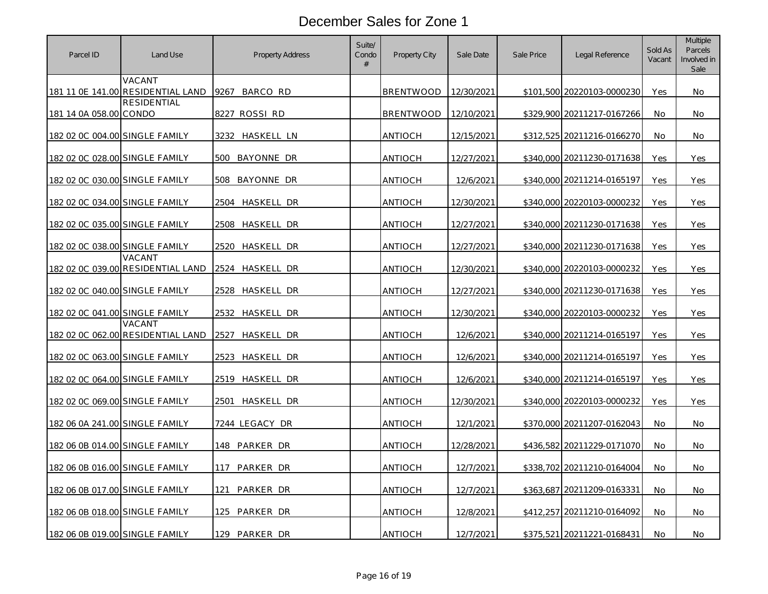# December Sales for Zone 1

| Parcel ID | Land Use | Property Address | Suite/ Condo # | Property City | Sale Date | Sale Price | Legal Reference | Sold As Vacant | Multiple Parcels Involved in Sale |
|---|---|---|---|---|---|---|---|---|---|
| 181 11 0E 141.00 | VACANT RESIDENTIAL LAND | 9267 BARCO RD | | BRENTWOOD | 12/30/2021 | $101,500 | 20220103-0000230 | Yes | No |
| 181 14 0A 058.00 | RESIDENTIAL CONDO | 8227 ROSSI RD | | BRENTWOOD | 12/10/2021 | $329,900 | 20211217-0167266 | No | No |
| 182 02 0C 004.00 | SINGLE FAMILY | 3232 HASKELL LN | | ANTIOCH | 12/15/2021 | $312,525 | 20211216-0166270 | No | No |
| 182 02 0C 028.00 | SINGLE FAMILY | 500 BAYONNE DR | | ANTIOCH | 12/27/2021 | $340,000 | 20211230-0171638 | Yes | Yes |
| 182 02 0C 030.00 | SINGLE FAMILY | 508 BAYONNE DR | | ANTIOCH | 12/6/2021 | $340,000 | 20211214-0165197 | Yes | Yes |
| 182 02 0C 034.00 | SINGLE FAMILY | 2504 HASKELL DR | | ANTIOCH | 12/30/2021 | $340,000 | 20220103-0000232 | Yes | Yes |
| 182 02 0C 035.00 | SINGLE FAMILY | 2508 HASKELL DR | | ANTIOCH | 12/27/2021 | $340,000 | 20211230-0171638 | Yes | Yes |
| 182 02 0C 038.00 | SINGLE FAMILY | 2520 HASKELL DR | | ANTIOCH | 12/27/2021 | $340,000 | 20211230-0171638 | Yes | Yes |
| 182 02 0C 039.00 | VACANT RESIDENTIAL LAND | 2524 HASKELL DR | | ANTIOCH | 12/30/2021 | $340,000 | 20220103-0000232 | Yes | Yes |
| 182 02 0C 040.00 | SINGLE FAMILY | 2528 HASKELL DR | | ANTIOCH | 12/27/2021 | $340,000 | 20211230-0171638 | Yes | Yes |
| 182 02 0C 041.00 | SINGLE FAMILY | 2532 HASKELL DR | | ANTIOCH | 12/30/2021 | $340,000 | 20220103-0000232 | Yes | Yes |
| 182 02 0C 062.00 | VACANT RESIDENTIAL LAND | 2527 HASKELL DR | | ANTIOCH | 12/6/2021 | $340,000 | 20211214-0165197 | Yes | Yes |
| 182 02 0C 063.00 | SINGLE FAMILY | 2523 HASKELL DR | | ANTIOCH | 12/6/2021 | $340,000 | 20211214-0165197 | Yes | Yes |
| 182 02 0C 064.00 | SINGLE FAMILY | 2519 HASKELL DR | | ANTIOCH | 12/6/2021 | $340,000 | 20211214-0165197 | Yes | Yes |
| 182 02 0C 069.00 | SINGLE FAMILY | 2501 HASKELL DR | | ANTIOCH | 12/30/2021 | $340,000 | 20220103-0000232 | Yes | Yes |
| 182 06 0A 241.00 | SINGLE FAMILY | 7244 LEGACY DR | | ANTIOCH | 12/1/2021 | $370,000 | 20211207-0162043 | No | No |
| 182 06 0B 014.00 | SINGLE FAMILY | 148 PARKER DR | | ANTIOCH | 12/28/2021 | $436,582 | 20211229-0171070 | No | No |
| 182 06 0B 016.00 | SINGLE FAMILY | 117 PARKER DR | | ANTIOCH | 12/7/2021 | $338,702 | 20211210-0164004 | No | No |
| 182 06 0B 017.00 | SINGLE FAMILY | 121 PARKER DR | | ANTIOCH | 12/7/2021 | $363,687 | 20211209-0163331 | No | No |
| 182 06 0B 018.00 | SINGLE FAMILY | 125 PARKER DR | | ANTIOCH | 12/8/2021 | $412,257 | 20211210-0164092 | No | No |
| 182 06 0B 019.00 | SINGLE FAMILY | 129 PARKER DR | | ANTIOCH | 12/7/2021 | $375,521 | 20211221-0168431 | No | No |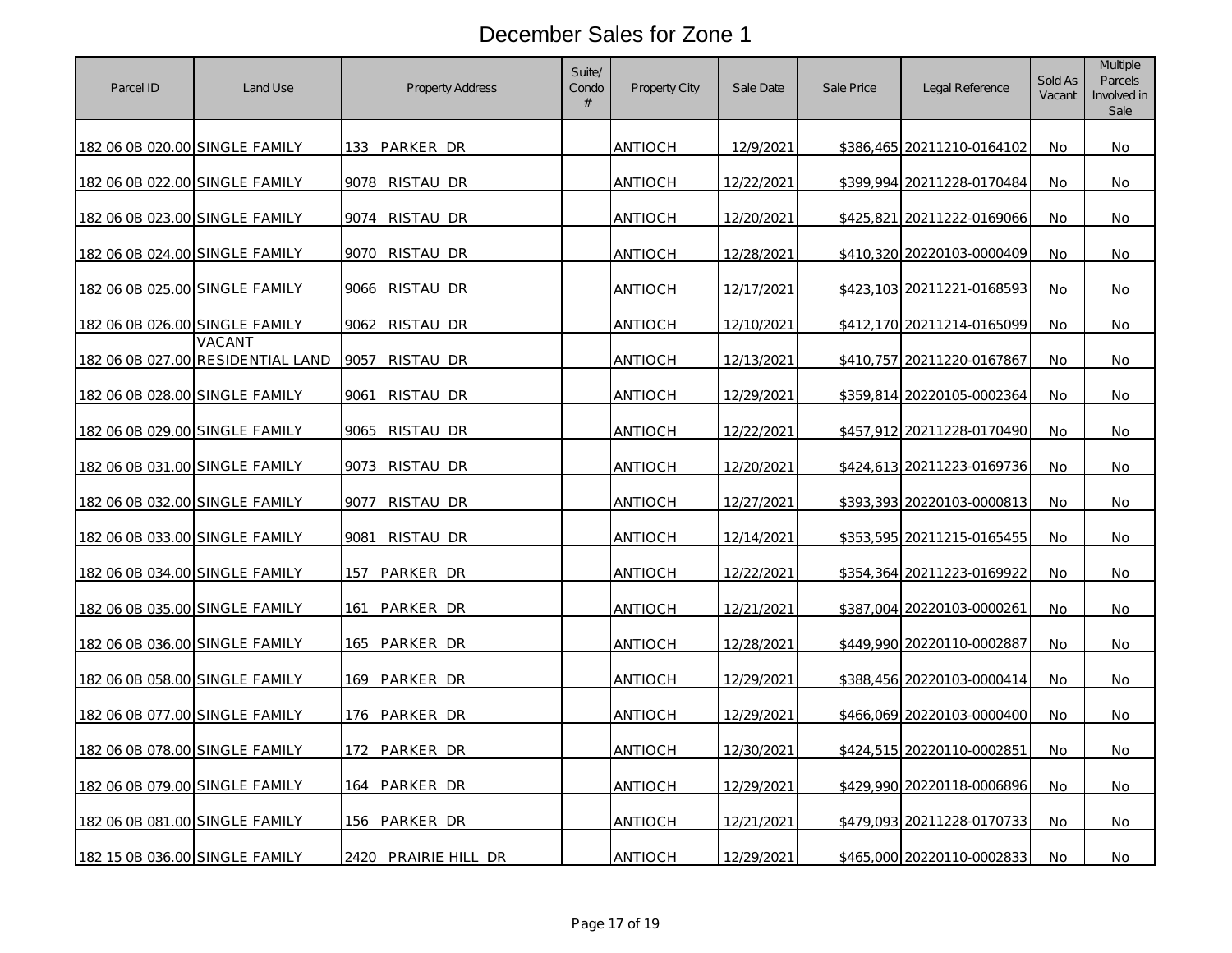# December Sales for Zone 1

| Parcel ID | Land Use | Property Address | Suite/ Condo # | Property City | Sale Date | Sale Price | Legal Reference | Sold As Vacant | Multiple Parcels Involved in Sale |
|---|---|---|---|---|---|---|---|---|---|
| 182 06 0B 020.00 | SINGLE FAMILY | 133 PARKER DR | | ANTIOCH | 12/9/2021 | $386,465 | 20211210-0164102 | No | No |
| 182 06 0B 022.00 | SINGLE FAMILY | 9078 RISTAU DR | | ANTIOCH | 12/22/2021 | $399,994 | 20211228-0170484 | No | No |
| 182 06 0B 023.00 | SINGLE FAMILY | 9074 RISTAU DR | | ANTIOCH | 12/20/2021 | $425,821 | 20211222-0169066 | No | No |
| 182 06 0B 024.00 | SINGLE FAMILY | 9070 RISTAU DR | | ANTIOCH | 12/28/2021 | $410,320 | 20220103-0000409 | No | No |
| 182 06 0B 025.00 | SINGLE FAMILY | 9066 RISTAU DR | | ANTIOCH | 12/17/2021 | $423,103 | 20211221-0168593 | No | No |
| 182 06 0B 026.00 | SINGLE FAMILY | 9062 RISTAU DR | | ANTIOCH | 12/10/2021 | $412,170 | 20211214-0165099 | No | No |
| 182 06 0B 027.00 | VACANT RESIDENTIAL LAND | 9057 RISTAU DR | | ANTIOCH | 12/13/2021 | $410,757 | 20211220-0167867 | No | No |
| 182 06 0B 028.00 | SINGLE FAMILY | 9061 RISTAU DR | | ANTIOCH | 12/29/2021 | $359,814 | 20220105-0002364 | No | No |
| 182 06 0B 029.00 | SINGLE FAMILY | 9065 RISTAU DR | | ANTIOCH | 12/22/2021 | $457,912 | 20211228-0170490 | No | No |
| 182 06 0B 031.00 | SINGLE FAMILY | 9073 RISTAU DR | | ANTIOCH | 12/20/2021 | $424,613 | 20211223-0169736 | No | No |
| 182 06 0B 032.00 | SINGLE FAMILY | 9077 RISTAU DR | | ANTIOCH | 12/27/2021 | $393,393 | 20220103-0000813 | No | No |
| 182 06 0B 033.00 | SINGLE FAMILY | 9081 RISTAU DR | | ANTIOCH | 12/14/2021 | $353,595 | 20211215-0165455 | No | No |
| 182 06 0B 034.00 | SINGLE FAMILY | 157 PARKER DR | | ANTIOCH | 12/22/2021 | $354,364 | 20211223-0169922 | No | No |
| 182 06 0B 035.00 | SINGLE FAMILY | 161 PARKER DR | | ANTIOCH | 12/21/2021 | $387,004 | 20220103-0000261 | No | No |
| 182 06 0B 036.00 | SINGLE FAMILY | 165 PARKER DR | | ANTIOCH | 12/28/2021 | $449,990 | 20220110-0002887 | No | No |
| 182 06 0B 058.00 | SINGLE FAMILY | 169 PARKER DR | | ANTIOCH | 12/29/2021 | $388,456 | 20220103-0000414 | No | No |
| 182 06 0B 077.00 | SINGLE FAMILY | 176 PARKER DR | | ANTIOCH | 12/29/2021 | $466,069 | 20220103-0000400 | No | No |
| 182 06 0B 078.00 | SINGLE FAMILY | 172 PARKER DR | | ANTIOCH | 12/30/2021 | $424,515 | 20220110-0002851 | No | No |
| 182 06 0B 079.00 | SINGLE FAMILY | 164 PARKER DR | | ANTIOCH | 12/29/2021 | $429,990 | 20220118-0006896 | No | No |
| 182 06 0B 081.00 | SINGLE FAMILY | 156 PARKER DR | | ANTIOCH | 12/21/2021 | $479,093 | 20211228-0170733 | No | No |
| 182 15 0B 036.00 | SINGLE FAMILY | 2420 PRAIRIE HILL DR | | ANTIOCH | 12/29/2021 | $465,000 | 20220110-0002833 | No | No |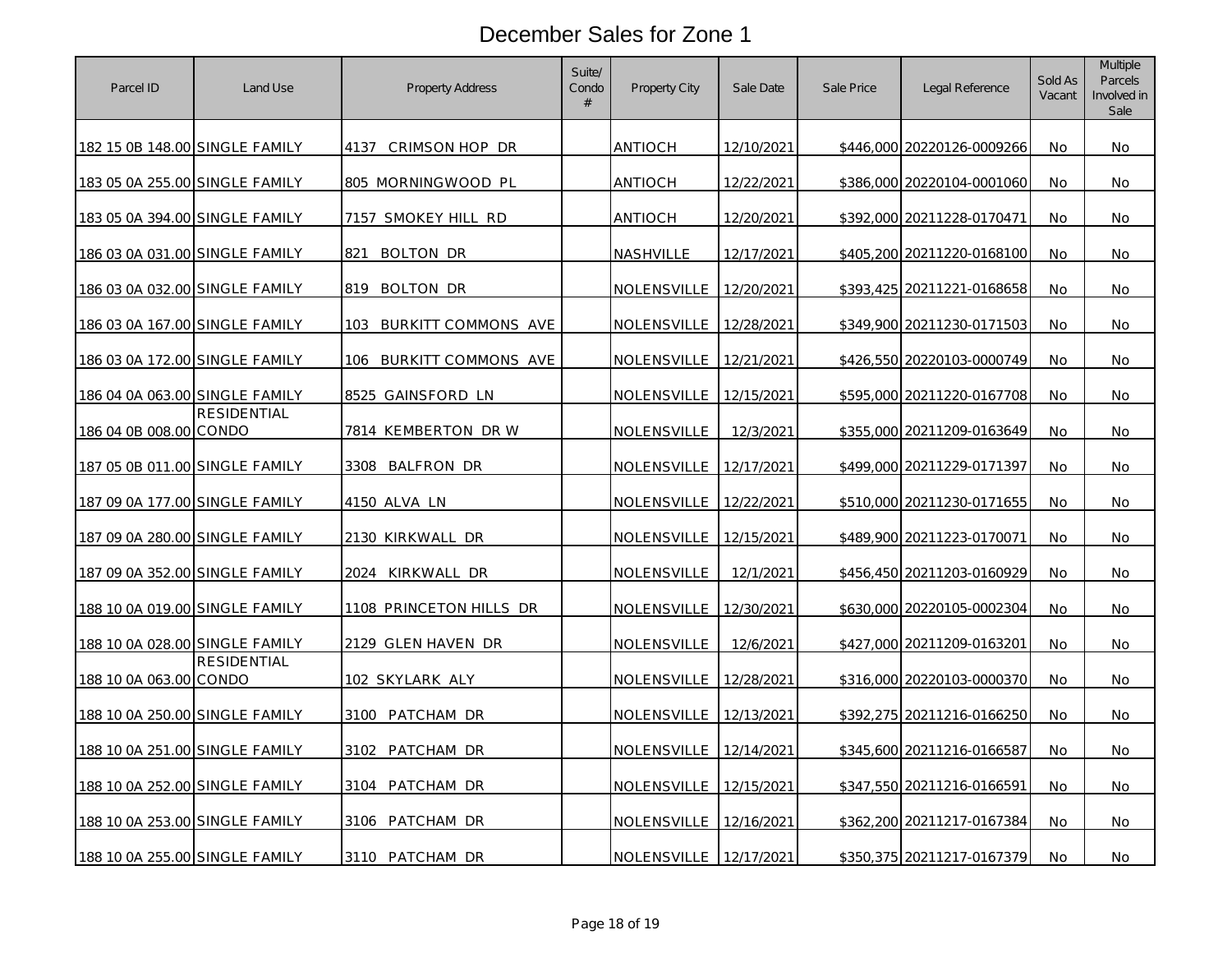# December Sales for Zone 1

| Parcel ID | Land Use | Property Address | Suite/ Condo # | Property City | Sale Date | Sale Price | Legal Reference | Sold As Vacant | Multiple Parcels Involved in Sale |
|---|---|---|---|---|---|---|---|---|---|
| 182 15 0B 148.00 | SINGLE FAMILY | 4137 CRIMSON HOP DR | | ANTIOCH | 12/10/2021 | $446,000 | 20220126-0009266 | No | No |
| 183 05 0A 255.00 | SINGLE FAMILY | 805 MORNINGWOOD PL | | ANTIOCH | 12/22/2021 | $386,000 | 20220104-0001060 | No | No |
| 183 05 0A 394.00 | SINGLE FAMILY | 7157 SMOKEY HILL RD | | ANTIOCH | 12/20/2021 | $392,000 | 20211228-0170471 | No | No |
| 186 03 0A 031.00 | SINGLE FAMILY | 821 BOLTON DR | | NASHVILLE | 12/17/2021 | $405,200 | 20211220-0168100 | No | No |
| 186 03 0A 032.00 | SINGLE FAMILY | 819 BOLTON DR | | NOLENSVILLE | 12/20/2021 | $393,425 | 20211221-0168658 | No | No |
| 186 03 0A 167.00 | SINGLE FAMILY | 103 BURKITT COMMONS AVE | | NOLENSVILLE | 12/28/2021 | $349,900 | 20211230-0171503 | No | No |
| 186 03 0A 172.00 | SINGLE FAMILY | 106 BURKITT COMMONS AVE | | NOLENSVILLE | 12/21/2021 | $426,550 | 20220103-0000749 | No | No |
| 186 04 0A 063.00 | SINGLE FAMILY | 8525 GAINSFORD LN | | NOLENSVILLE | 12/15/2021 | $595,000 | 20211220-0167708 | No | No |
| 186 04 0B 008.00 | RESIDENTIAL CONDO | 7814 KEMBERTON DR W | | NOLENSVILLE | 12/3/2021 | $355,000 | 20211209-0163649 | No | No |
| 187 05 0B 011.00 | SINGLE FAMILY | 3308 BALFRON DR | | NOLENSVILLE | 12/17/2021 | $499,000 | 20211229-0171397 | No | No |
| 187 09 0A 177.00 | SINGLE FAMILY | 4150 ALVA LN | | NOLENSVILLE | 12/22/2021 | $510,000 | 20211230-0171655 | No | No |
| 187 09 0A 280.00 | SINGLE FAMILY | 2130 KIRKWALL DR | | NOLENSVILLE | 12/15/2021 | $489,900 | 20211223-0170071 | No | No |
| 187 09 0A 352.00 | SINGLE FAMILY | 2024 KIRKWALL DR | | NOLENSVILLE | 12/1/2021 | $456,450 | 20211203-0160929 | No | No |
| 188 10 0A 019.00 | SINGLE FAMILY | 1108 PRINCETON HILLS DR | | NOLENSVILLE | 12/30/2021 | $630,000 | 20220105-0002304 | No | No |
| 188 10 0A 028.00 | SINGLE FAMILY | 2129 GLEN HAVEN DR | | NOLENSVILLE | 12/6/2021 | $427,000 | 20211209-0163201 | No | No |
| 188 10 0A 063.00 | RESIDENTIAL CONDO | 102 SKYLARK ALY | | NOLENSVILLE | 12/28/2021 | $316,000 | 20220103-0000370 | No | No |
| 188 10 0A 250.00 | SINGLE FAMILY | 3100 PATCHAM DR | | NOLENSVILLE | 12/13/2021 | $392,275 | 20211216-0166250 | No | No |
| 188 10 0A 251.00 | SINGLE FAMILY | 3102 PATCHAM DR | | NOLENSVILLE | 12/14/2021 | $345,600 | 20211216-0166587 | No | No |
| 188 10 0A 252.00 | SINGLE FAMILY | 3104 PATCHAM DR | | NOLENSVILLE | 12/15/2021 | $347,550 | 20211216-0166591 | No | No |
| 188 10 0A 253.00 | SINGLE FAMILY | 3106 PATCHAM DR | | NOLENSVILLE | 12/16/2021 | $362,200 | 20211217-0167384 | No | No |
| 188 10 0A 255.00 | SINGLE FAMILY | 3110 PATCHAM DR | | NOLENSVILLE | 12/17/2021 | $350,375 | 20211217-0167379 | No | No |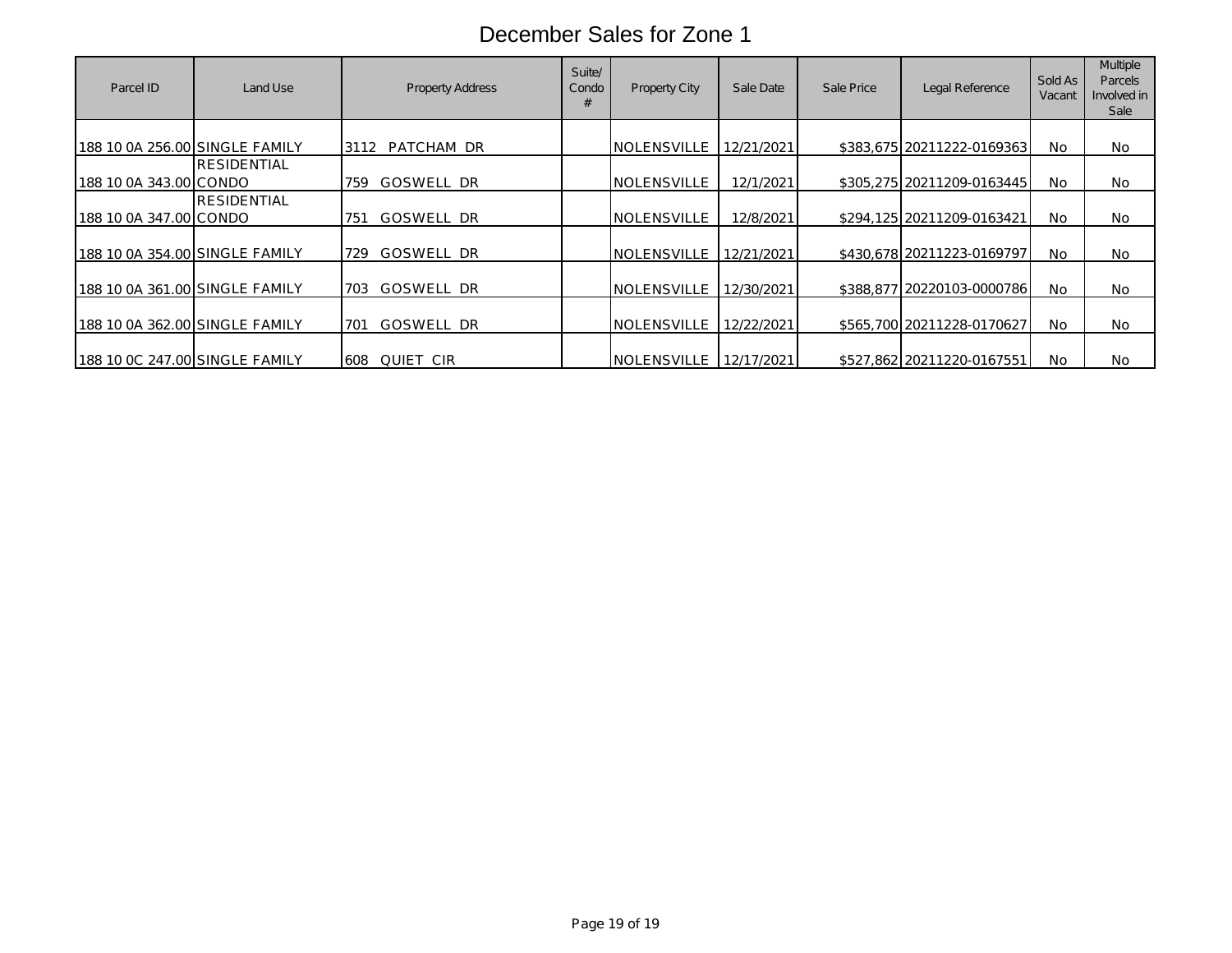# December Sales for Zone 1

| Parcel ID | Land Use | Property Address | Suite/ Condo # | Property City | Sale Date | Sale Price | Legal Reference | Sold As Vacant | Multiple Parcels Involved in Sale |
|---|---|---|---|---|---|---|---|---|---|
| 188 10 0A 256.00 | SINGLE FAMILY | 3112 PATCHAM DR | | NOLENSVILLE | 12/21/2021 | $383,675 | 20211222-0169363 | No | No |
| 188 10 0A 343.00 | RESIDENTIAL CONDO | 759 GOSWELL DR | | NOLENSVILLE | 12/1/2021 | $305,275 | 20211209-0163445 | No | No |
| 188 10 0A 347.00 | RESIDENTIAL CONDO | 751 GOSWELL DR | | NOLENSVILLE | 12/8/2021 | $294,125 | 20211209-0163421 | No | No |
| 188 10 0A 354.00 | SINGLE FAMILY | 729 GOSWELL DR | | NOLENSVILLE | 12/21/2021 | $430,678 | 20211223-0169797 | No | No |
| 188 10 0A 361.00 | SINGLE FAMILY | 703 GOSWELL DR | | NOLENSVILLE | 12/30/2021 | $388,877 | 20220103-0000786 | No | No |
| 188 10 0A 362.00 | SINGLE FAMILY | 701 GOSWELL DR | | NOLENSVILLE | 12/22/2021 | $565,700 | 20211228-0170627 | No | No |
| 188 10 0C 247.00 | SINGLE FAMILY | 608 QUIET CIR | | NOLENSVILLE | 12/17/2021 | $527,862 | 20211220-0167551 | No | No |